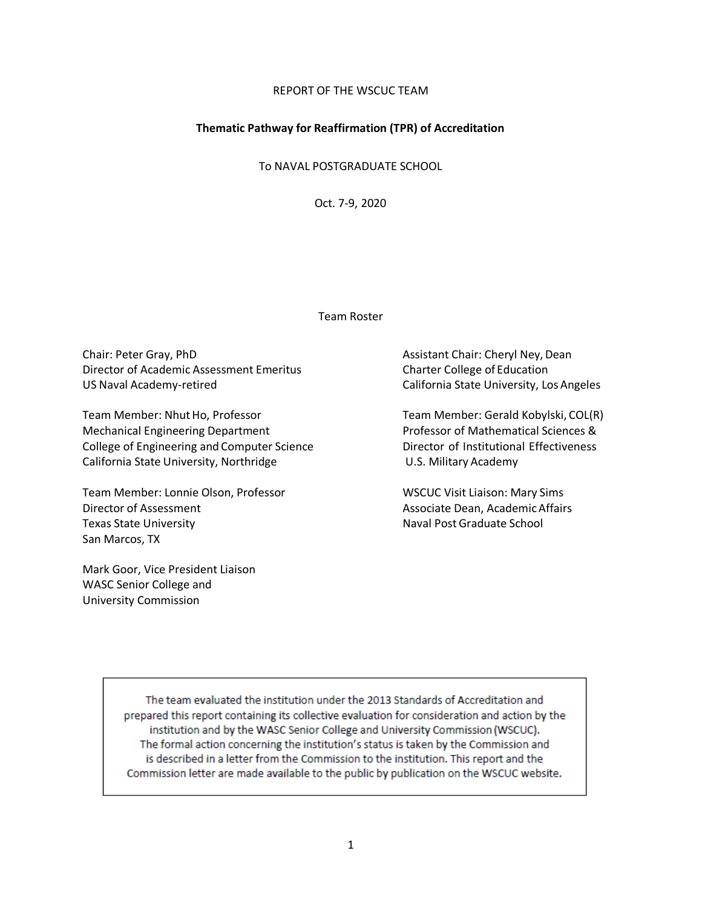REPORT OF THE WSCUC TEAM

**Thematic Pathway for Reaffirmation (TPR) of Accreditation**

To NAVAL POSTGRADUATE SCHOOL

Oct. 7-9, 2020

Team Roster

Chair: Peter Gray, PhD
Director of Academic Assessment Emeritus
US Naval Academy-retired

Team Member: Nhut Ho, Professor
Mechanical Engineering Department
College of Engineering and Computer Science
California State University, Northridge

Team Member: Lonnie Olson, Professor
Director of Assessment
Texas State University
San Marcos, TX

Mark Goor, Vice President Liaison
WASC Senior College and
University Commission

Assistant Chair: Cheryl Ney, Dean
Charter College of Education
California State University, Los Angeles

Team Member: Gerald Kobylski, COL(R)
Professor of Mathematical Sciences &
Director of Institutional Effectiveness
U.S. Military Academy

WSCUC Visit Liaison: Mary Sims
Associate Dean, Academic Affairs
Naval Post Graduate School

The team evaluated the institution under the 2013 Standards of Accreditation and prepared this report containing its collective evaluation for consideration and action by the institution and by the WASC Senior College and University Commission (WSCUC). The formal action concerning the institution's status is taken by the Commission and is described in a letter from the Commission to the institution. This report and the Commission letter are made available to the public by publication on the WSCUC website.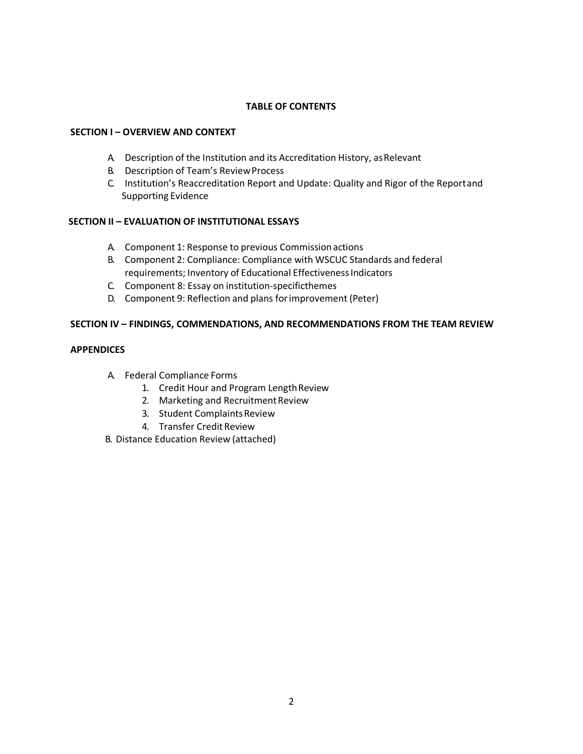**TABLE OF CONTENTS**

**SECTION I – OVERVIEW AND CONTEXT**

A. Description of the Institution and its Accreditation History, as Relevant
B. Description of Team's Review Process
C. Institution's Reaccreditation Report and Update: Quality and Rigor of the Report and Supporting Evidence

**SECTION II – EVALUATION OF INSTITUTIONAL ESSAYS**

A. Component 1: Response to previous Commission actions
B. Component 2: Compliance: Compliance with WSCUC Standards and federal requirements; Inventory of Educational Effectiveness Indicators
C. Component 8: Essay on institution-specific themes
D. Component 9: Reflection and plans for improvement (Peter)

**SECTION IV – FINDINGS, COMMENDATIONS, AND RECOMMENDATIONS FROM THE TEAM REVIEW**

**APPENDICES**

A. Federal Compliance Forms
   1. Credit Hour and Program Length Review
   2. Marketing and Recruitment Review
   3. Student Complaints Review
   4. Transfer Credit Review

B. Distance Education Review (attached)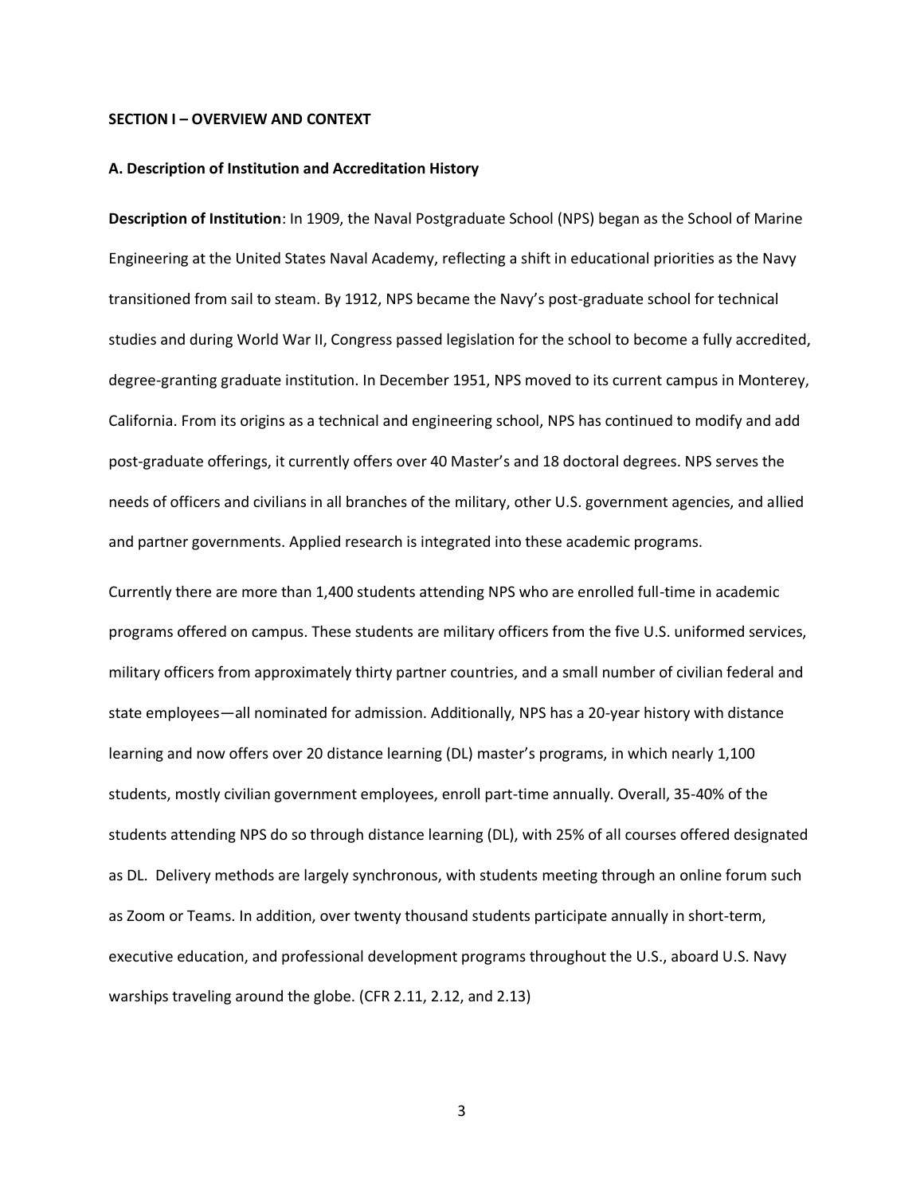## SECTION I – OVERVIEW AND CONTEXT

### A. Description of Institution and Accreditation History

**Description of Institution**: In 1909, the Naval Postgraduate School (NPS) began as the School of Marine Engineering at the United States Naval Academy, reflecting a shift in educational priorities as the Navy transitioned from sail to steam. By 1912, NPS became the Navy's post-graduate school for technical studies and during World War II, Congress passed legislation for the school to become a fully accredited, degree-granting graduate institution. In December 1951, NPS moved to its current campus in Monterey, California. From its origins as a technical and engineering school, NPS has continued to modify and add post-graduate offerings, it currently offers over 40 Master's and 18 doctoral degrees. NPS serves the needs of officers and civilians in all branches of the military, other U.S. government agencies, and allied and partner governments. Applied research is integrated into these academic programs.

Currently there are more than 1,400 students attending NPS who are enrolled full-time in academic programs offered on campus. These students are military officers from the five U.S. uniformed services, military officers from approximately thirty partner countries, and a small number of civilian federal and state employees—all nominated for admission. Additionally, NPS has a 20-year history with distance learning and now offers over 20 distance learning (DL) master's programs, in which nearly 1,100 students, mostly civilian government employees, enroll part-time annually. Overall, 35-40% of the students attending NPS do so through distance learning (DL), with 25% of all courses offered designated as DL. Delivery methods are largely synchronous, with students meeting through an online forum such as Zoom or Teams. In addition, over twenty thousand students participate annually in short-term, executive education, and professional development programs throughout the U.S., aboard U.S. Navy warships traveling around the globe. (CFR 2.11, 2.12, and 2.13)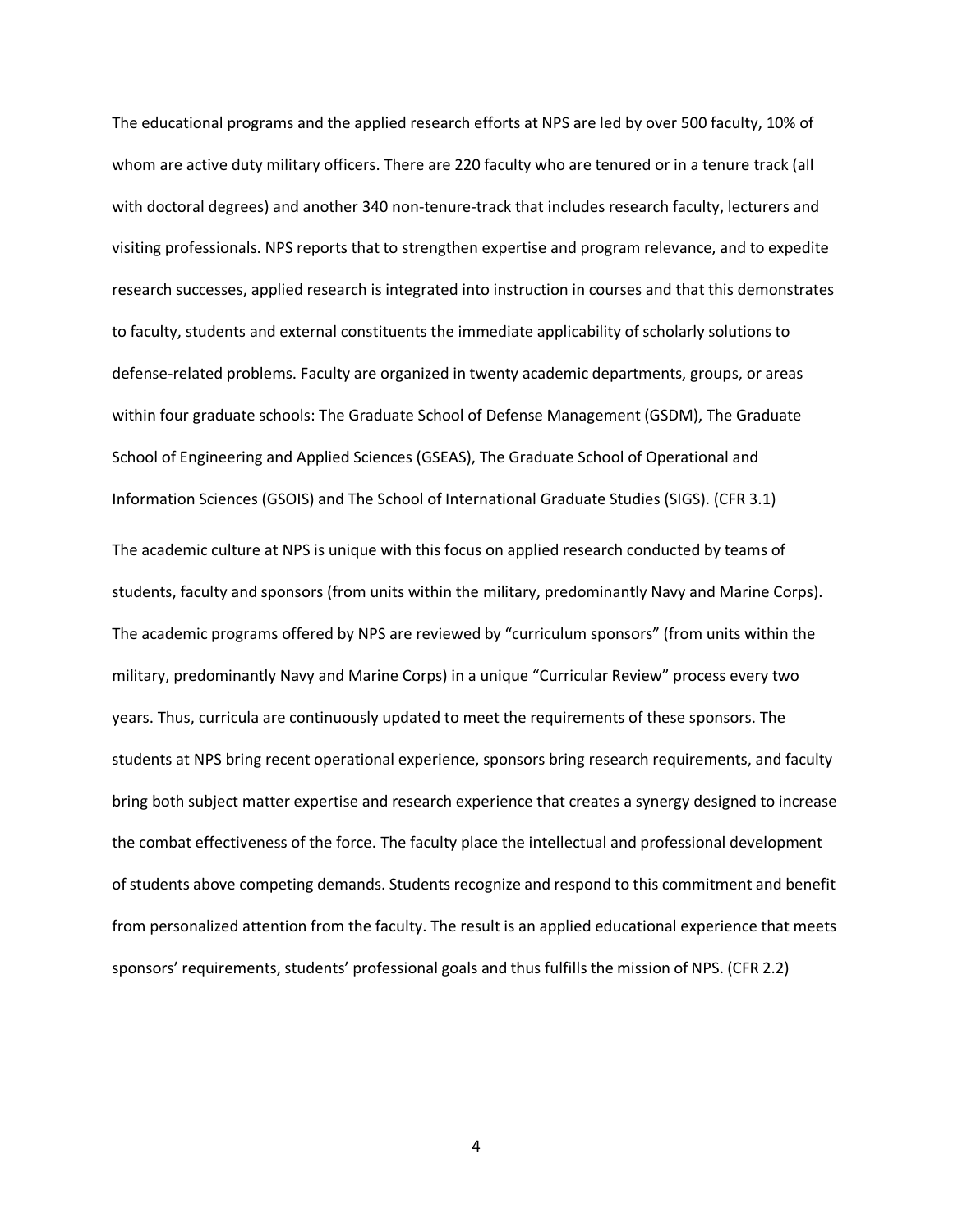The educational programs and the applied research efforts at NPS are led by over 500 faculty, 10% of whom are active duty military officers. There are 220 faculty who are tenured or in a tenure track (all with doctoral degrees) and another 340 non-tenure-track that includes research faculty, lecturers and visiting professionals. NPS reports that to strengthen expertise and program relevance, and to expedite research successes, applied research is integrated into instruction in courses and that this demonstrates to faculty, students and external constituents the immediate applicability of scholarly solutions to defense-related problems. Faculty are organized in twenty academic departments, groups, or areas within four graduate schools: The Graduate School of Defense Management (GSDM), The Graduate School of Engineering and Applied Sciences (GSEAS), The Graduate School of Operational and Information Sciences (GSOIS) and The School of International Graduate Studies (SIGS). (CFR 3.1)

The academic culture at NPS is unique with this focus on applied research conducted by teams of students, faculty and sponsors (from units within the military, predominantly Navy and Marine Corps). The academic programs offered by NPS are reviewed by "curriculum sponsors" (from units within the military, predominantly Navy and Marine Corps) in a unique "Curricular Review" process every two years. Thus, curricula are continuously updated to meet the requirements of these sponsors. The students at NPS bring recent operational experience, sponsors bring research requirements, and faculty bring both subject matter expertise and research experience that creates a synergy designed to increase the combat effectiveness of the force. The faculty place the intellectual and professional development of students above competing demands. Students recognize and respond to this commitment and benefit from personalized attention from the faculty. The result is an applied educational experience that meets sponsors' requirements, students' professional goals and thus fulfills the mission of NPS. (CFR 2.2)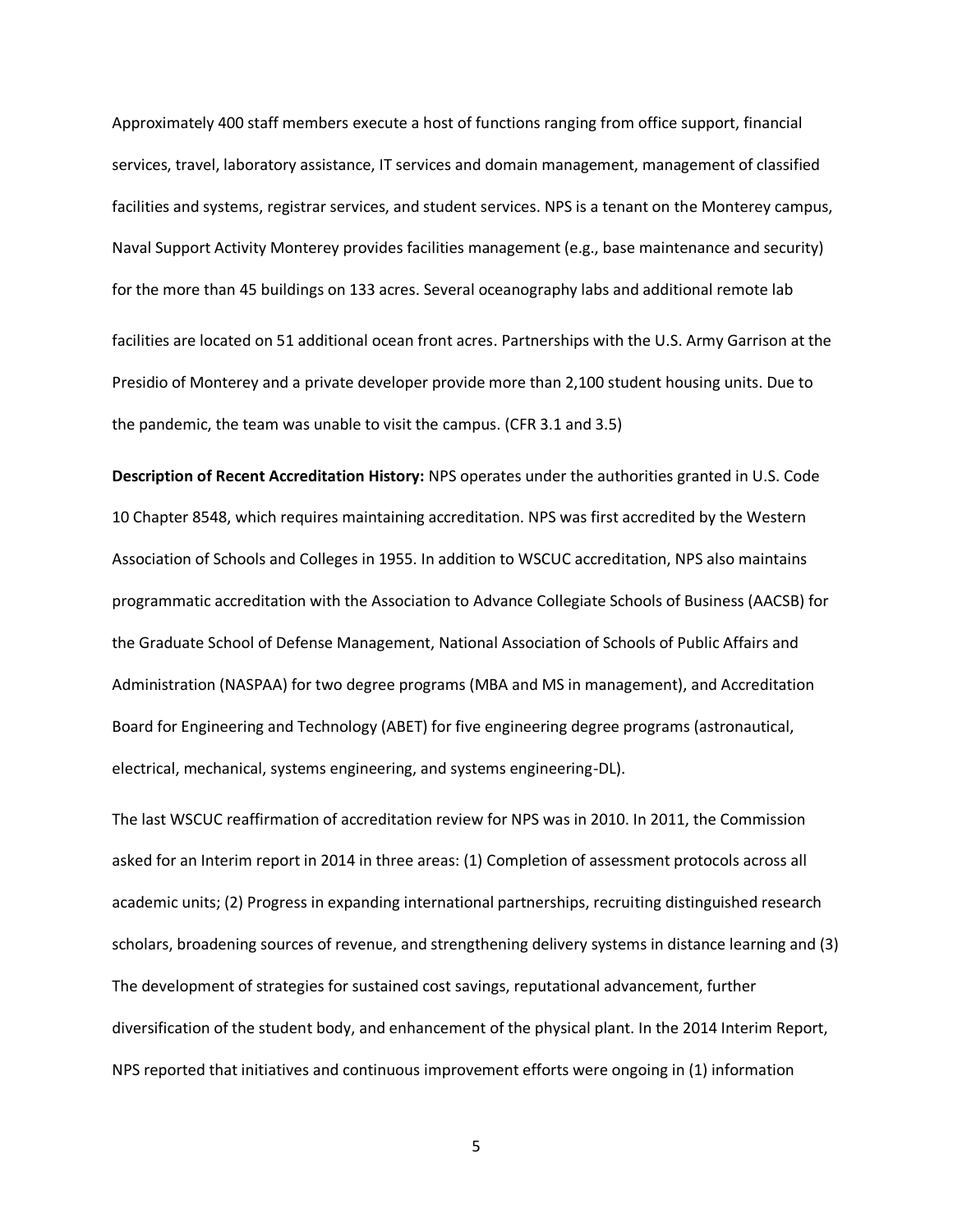Approximately 400 staff members execute a host of functions ranging from office support, financial services, travel, laboratory assistance, IT services and domain management, management of classified facilities and systems, registrar services, and student services. NPS is a tenant on the Monterey campus, Naval Support Activity Monterey provides facilities management (e.g., base maintenance and security) for the more than 45 buildings on 133 acres. Several oceanography labs and additional remote lab facilities are located on 51 additional ocean front acres. Partnerships with the U.S. Army Garrison at the Presidio of Monterey and a private developer provide more than 2,100 student housing units. Due to the pandemic, the team was unable to visit the campus. (CFR 3.1 and 3.5)

**Description of Recent Accreditation History:** NPS operates under the authorities granted in U.S. Code 10 Chapter 8548, which requires maintaining accreditation. NPS was first accredited by the Western Association of Schools and Colleges in 1955. In addition to WSCUC accreditation, NPS also maintains programmatic accreditation with the Association to Advance Collegiate Schools of Business (AACSB) for the Graduate School of Defense Management, National Association of Schools of Public Affairs and Administration (NASPAA) for two degree programs (MBA and MS in management), and Accreditation Board for Engineering and Technology (ABET) for five engineering degree programs (astronautical, electrical, mechanical, systems engineering, and systems engineering-DL).

The last WSCUC reaffirmation of accreditation review for NPS was in 2010. In 2011, the Commission asked for an Interim report in 2014 in three areas: (1) Completion of assessment protocols across all academic units; (2) Progress in expanding international partnerships, recruiting distinguished research scholars, broadening sources of revenue, and strengthening delivery systems in distance learning and (3) The development of strategies for sustained cost savings, reputational advancement, further diversification of the student body, and enhancement of the physical plant. In the 2014 Interim Report, NPS reported that initiatives and continuous improvement efforts were ongoing in (1) information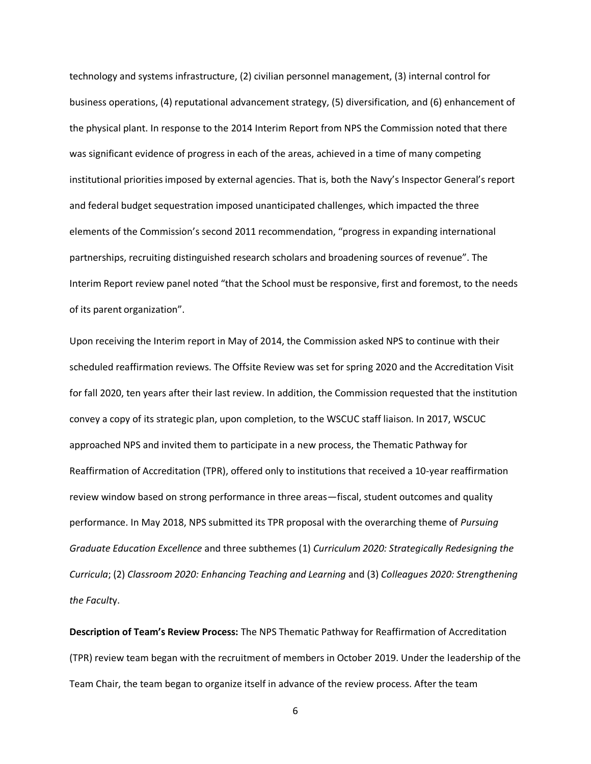technology and systems infrastructure, (2) civilian personnel management, (3) internal control for business operations, (4) reputational advancement strategy, (5) diversification, and (6) enhancement of the physical plant. In response to the 2014 Interim Report from NPS the Commission noted that there was significant evidence of progress in each of the areas, achieved in a time of many competing institutional priorities imposed by external agencies. That is, both the Navy's Inspector General's report and federal budget sequestration imposed unanticipated challenges, which impacted the three elements of the Commission's second 2011 recommendation, "progress in expanding international partnerships, recruiting distinguished research scholars and broadening sources of revenue". The Interim Report review panel noted "that the School must be responsive, first and foremost, to the needs of its parent organization".

Upon receiving the Interim report in May of 2014, the Commission asked NPS to continue with their scheduled reaffirmation reviews. The Offsite Review was set for spring 2020 and the Accreditation Visit for fall 2020, ten years after their last review. In addition, the Commission requested that the institution convey a copy of its strategic plan, upon completion, to the WSCUC staff liaison. In 2017, WSCUC approached NPS and invited them to participate in a new process, the Thematic Pathway for Reaffirmation of Accreditation (TPR), offered only to institutions that received a 10-year reaffirmation review window based on strong performance in three areas—fiscal, student outcomes and quality performance. In May 2018, NPS submitted its TPR proposal with the overarching theme of *Pursuing Graduate Education Excellence* and three subthemes (1) *Curriculum 2020: Strategically Redesigning the Curricula*; (2) *Classroom 2020: Enhancing Teaching and Learning* and (3) *Colleagues 2020: Strengthening the Faculty*.

**Description of Team's Review Process:** The NPS Thematic Pathway for Reaffirmation of Accreditation (TPR) review team began with the recruitment of members in October 2019. Under the leadership of the Team Chair, the team began to organize itself in advance of the review process. After the team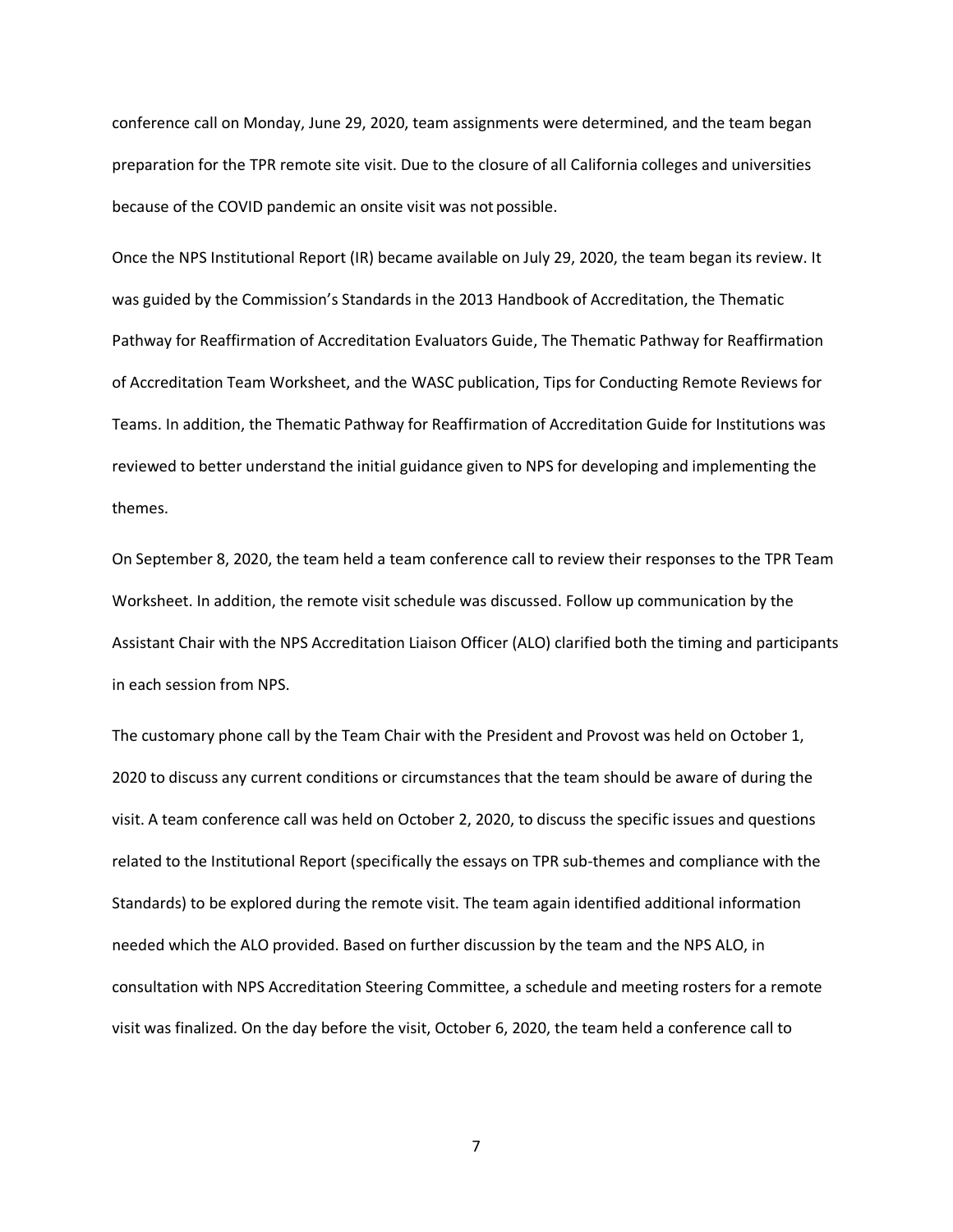conference call on Monday, June 29, 2020, team assignments were determined, and the team began preparation for the TPR remote site visit. Due to the closure of all California colleges and universities because of the COVID pandemic an onsite visit was not possible.

Once the NPS Institutional Report (IR) became available on July 29, 2020, the team began its review. It was guided by the Commission's Standards in the 2013 Handbook of Accreditation, the Thematic Pathway for Reaffirmation of Accreditation Evaluators Guide, The Thematic Pathway for Reaffirmation of Accreditation Team Worksheet, and the WASC publication, Tips for Conducting Remote Reviews for Teams. In addition, the Thematic Pathway for Reaffirmation of Accreditation Guide for Institutions was reviewed to better understand the initial guidance given to NPS for developing and implementing the themes.

On September 8, 2020, the team held a team conference call to review their responses to the TPR Team Worksheet. In addition, the remote visit schedule was discussed. Follow up communication by the Assistant Chair with the NPS Accreditation Liaison Officer (ALO) clarified both the timing and participants in each session from NPS.

The customary phone call by the Team Chair with the President and Provost was held on October 1, 2020 to discuss any current conditions or circumstances that the team should be aware of during the visit. A team conference call was held on October 2, 2020, to discuss the specific issues and questions related to the Institutional Report (specifically the essays on TPR sub-themes and compliance with the Standards) to be explored during the remote visit. The team again identified additional information needed which the ALO provided. Based on further discussion by the team and the NPS ALO, in consultation with NPS Accreditation Steering Committee, a schedule and meeting rosters for a remote visit was finalized. On the day before the visit, October 6, 2020, the team held a conference call to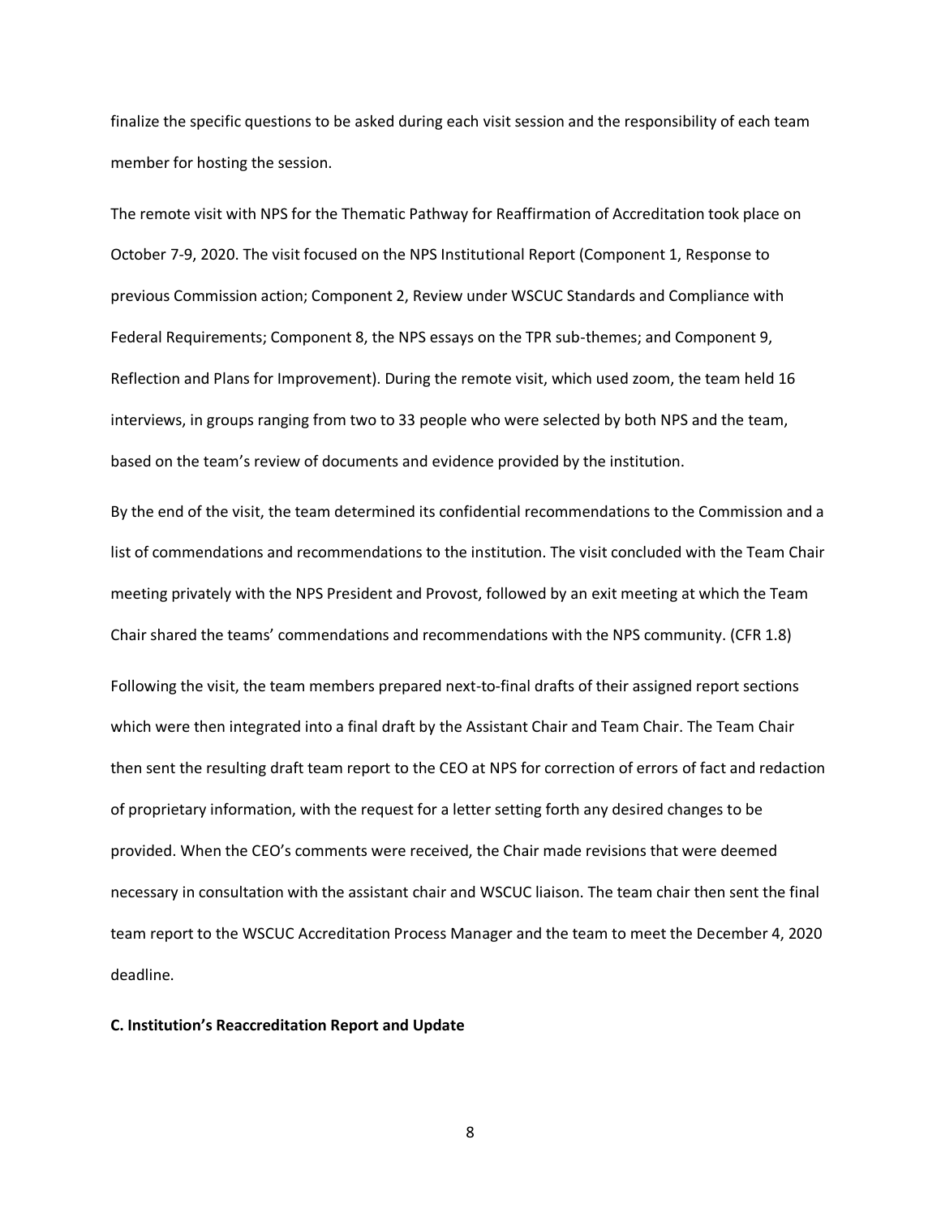finalize the specific questions to be asked during each visit session and the responsibility of each team member for hosting the session.

The remote visit with NPS for the Thematic Pathway for Reaffirmation of Accreditation took place on October 7-9, 2020. The visit focused on the NPS Institutional Report (Component 1, Response to previous Commission action; Component 2, Review under WSCUC Standards and Compliance with Federal Requirements; Component 8, the NPS essays on the TPR sub-themes; and Component 9, Reflection and Plans for Improvement). During the remote visit, which used zoom, the team held 16 interviews, in groups ranging from two to 33 people who were selected by both NPS and the team, based on the team's review of documents and evidence provided by the institution.

By the end of the visit, the team determined its confidential recommendations to the Commission and a list of commendations and recommendations to the institution. The visit concluded with the Team Chair meeting privately with the NPS President and Provost, followed by an exit meeting at which the Team Chair shared the teams' commendations and recommendations with the NPS community. (CFR 1.8)

Following the visit, the team members prepared next-to-final drafts of their assigned report sections which were then integrated into a final draft by the Assistant Chair and Team Chair. The Team Chair then sent the resulting draft team report to the CEO at NPS for correction of errors of fact and redaction of proprietary information, with the request for a letter setting forth any desired changes to be provided. When the CEO's comments were received, the Chair made revisions that were deemed necessary in consultation with the assistant chair and WSCUC liaison. The team chair then sent the final team report to the WSCUC Accreditation Process Manager and the team to meet the December 4, 2020 deadline.

**C. Institution's Reaccreditation Report and Update**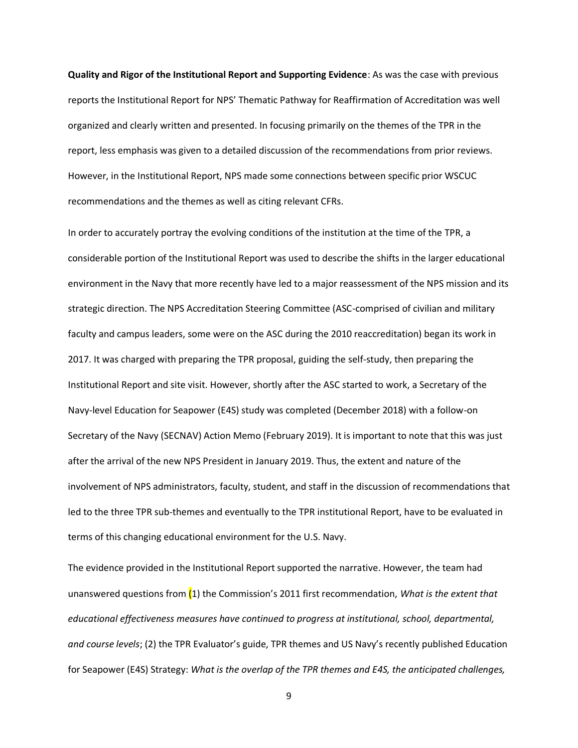**Quality and Rigor of the Institutional Report and Supporting Evidence**: As was the case with previous reports the Institutional Report for NPS' Thematic Pathway for Reaffirmation of Accreditation was well organized and clearly written and presented. In focusing primarily on the themes of the TPR in the report, less emphasis was given to a detailed discussion of the recommendations from prior reviews. However, in the Institutional Report, NPS made some connections between specific prior WSCUC recommendations and the themes as well as citing relevant CFRs.

In order to accurately portray the evolving conditions of the institution at the time of the TPR, a considerable portion of the Institutional Report was used to describe the shifts in the larger educational environment in the Navy that more recently have led to a major reassessment of the NPS mission and its strategic direction. The NPS Accreditation Steering Committee (ASC-comprised of civilian and military faculty and campus leaders, some were on the ASC during the 2010 reaccreditation) began its work in 2017. It was charged with preparing the TPR proposal, guiding the self-study, then preparing the Institutional Report and site visit. However, shortly after the ASC started to work, a Secretary of the Navy-level Education for Seapower (E4S) study was completed (December 2018) with a follow-on Secretary of the Navy (SECNAV) Action Memo (February 2019). It is important to note that this was just after the arrival of the new NPS President in January 2019. Thus, the extent and nature of the involvement of NPS administrators, faculty, student, and staff in the discussion of recommendations that led to the three TPR sub-themes and eventually to the TPR institutional Report, have to be evaluated in terms of this changing educational environment for the U.S. Navy.

The evidence provided in the Institutional Report supported the narrative. However, the team had unanswered questions from (1) the Commission's 2011 first recommendation, *What is the extent that educational effectiveness measures have continued to progress at institutional, school, departmental, and course levels*; (2) the TPR Evaluator's guide, TPR themes and US Navy's recently published Education for Seapower (E4S) Strategy: *What is the overlap of the TPR themes and E4S, the anticipated challenges,*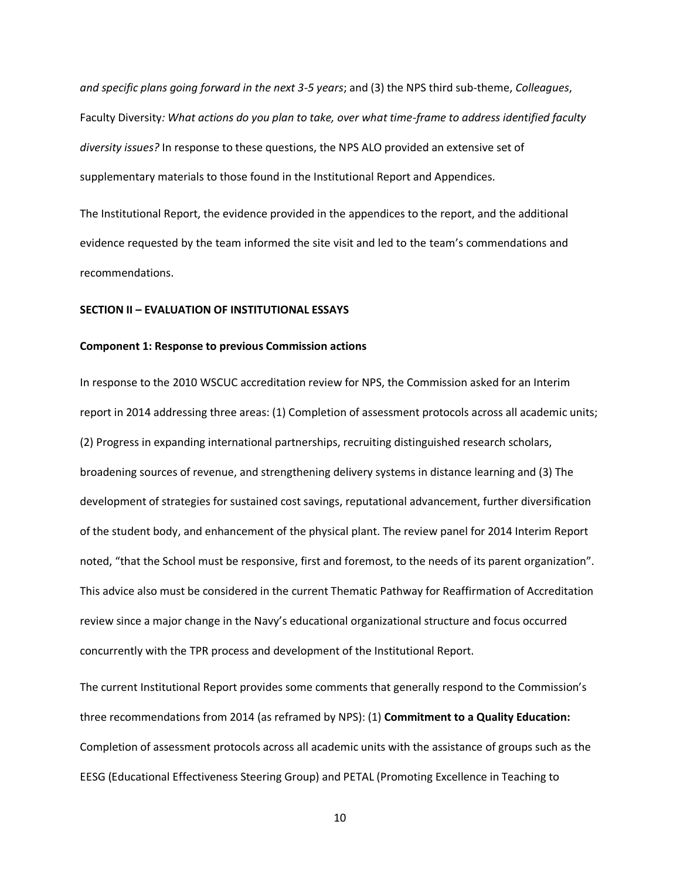*and specific plans going forward in the next 3-5 years*; and (3) the NPS third sub-theme, *Colleagues*, Faculty Diversity*: What actions do you plan to take, over what time-frame to address identified faculty diversity issues?* In response to these questions, the NPS ALO provided an extensive set of supplementary materials to those found in the Institutional Report and Appendices.

The Institutional Report, the evidence provided in the appendices to the report, and the additional evidence requested by the team informed the site visit and led to the team's commendations and recommendations.

## SECTION II – EVALUATION OF INSTITUTIONAL ESSAYS

### Component 1: Response to previous Commission actions

In response to the 2010 WSCUC accreditation review for NPS, the Commission asked for an Interim report in 2014 addressing three areas: (1) Completion of assessment protocols across all academic units; (2) Progress in expanding international partnerships, recruiting distinguished research scholars, broadening sources of revenue, and strengthening delivery systems in distance learning and (3) The development of strategies for sustained cost savings, reputational advancement, further diversification of the student body, and enhancement of the physical plant. The review panel for 2014 Interim Report noted, "that the School must be responsive, first and foremost, to the needs of its parent organization". This advice also must be considered in the current Thematic Pathway for Reaffirmation of Accreditation review since a major change in the Navy's educational organizational structure and focus occurred concurrently with the TPR process and development of the Institutional Report.

The current Institutional Report provides some comments that generally respond to the Commission's three recommendations from 2014 (as reframed by NPS): (1) **Commitment to a Quality Education:** Completion of assessment protocols across all academic units with the assistance of groups such as the EESG (Educational Effectiveness Steering Group) and PETAL (Promoting Excellence in Teaching to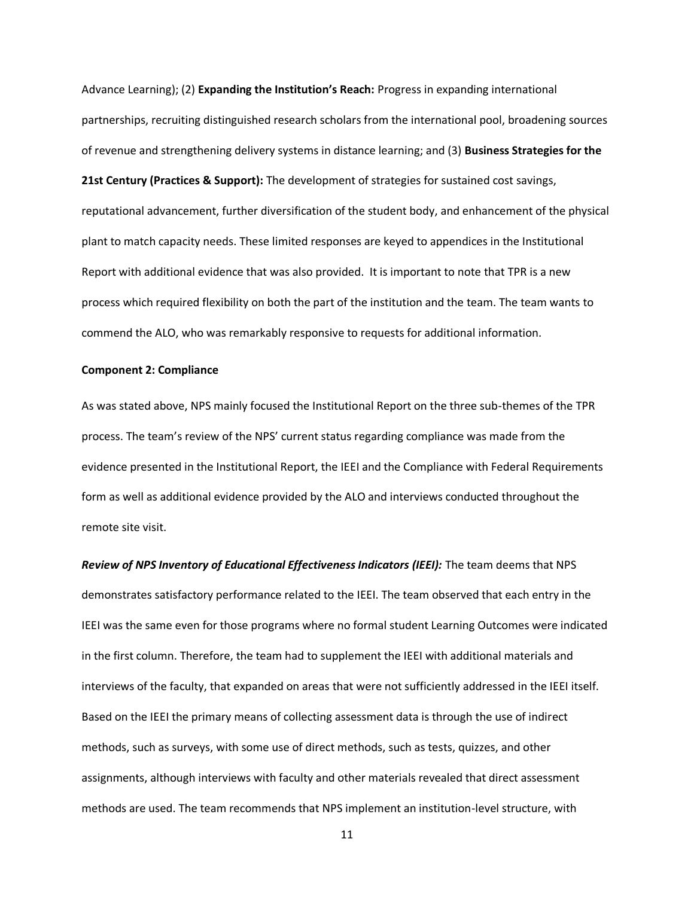Advance Learning); (2) **Expanding the Institution's Reach:** Progress in expanding international partnerships, recruiting distinguished research scholars from the international pool, broadening sources of revenue and strengthening delivery systems in distance learning; and (3) **Business Strategies for the 21st Century (Practices & Support):** The development of strategies for sustained cost savings, reputational advancement, further diversification of the student body, and enhancement of the physical plant to match capacity needs. These limited responses are keyed to appendices in the Institutional Report with additional evidence that was also provided. It is important to note that TPR is a new process which required flexibility on both the part of the institution and the team. The team wants to commend the ALO, who was remarkably responsive to requests for additional information.

**Component 2: Compliance**

As was stated above, NPS mainly focused the Institutional Report on the three sub-themes of the TPR process. The team's review of the NPS' current status regarding compliance was made from the evidence presented in the Institutional Report, the IEEI and the Compliance with Federal Requirements form as well as additional evidence provided by the ALO and interviews conducted throughout the remote site visit.

***Review of NPS Inventory of Educational Effectiveness Indicators (IEEI):*** The team deems that NPS demonstrates satisfactory performance related to the IEEI. The team observed that each entry in the IEEI was the same even for those programs where no formal student Learning Outcomes were indicated in the first column. Therefore, the team had to supplement the IEEI with additional materials and interviews of the faculty, that expanded on areas that were not sufficiently addressed in the IEEI itself. Based on the IEEI the primary means of collecting assessment data is through the use of indirect methods, such as surveys, with some use of direct methods, such as tests, quizzes, and other assignments, although interviews with faculty and other materials revealed that direct assessment methods are used. The team recommends that NPS implement an institution-level structure, with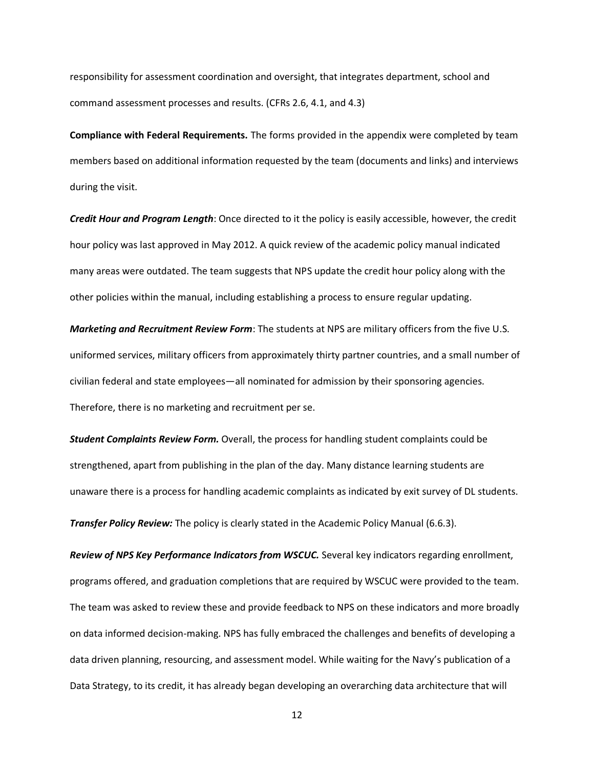responsibility for assessment coordination and oversight, that integrates department, school and command assessment processes and results. (CFRs 2.6, 4.1, and 4.3)

**Compliance with Federal Requirements.** The forms provided in the appendix were completed by team members based on additional information requested by the team (documents and links) and interviews during the visit.

***Credit Hour and Program Length***: Once directed to it the policy is easily accessible, however, the credit hour policy was last approved in May 2012. A quick review of the academic policy manual indicated many areas were outdated. The team suggests that NPS update the credit hour policy along with the other policies within the manual, including establishing a process to ensure regular updating.

***Marketing and Recruitment Review Form***: The students at NPS are military officers from the five U.S. uniformed services, military officers from approximately thirty partner countries, and a small number of civilian federal and state employees—all nominated for admission by their sponsoring agencies. Therefore, there is no marketing and recruitment per se.

***Student Complaints Review Form.*** Overall, the process for handling student complaints could be strengthened, apart from publishing in the plan of the day. Many distance learning students are unaware there is a process for handling academic complaints as indicated by exit survey of DL students.

***Transfer Policy Review:*** The policy is clearly stated in the Academic Policy Manual (6.6.3).

***Review of NPS Key Performance Indicators from WSCUC.*** Several key indicators regarding enrollment, programs offered, and graduation completions that are required by WSCUC were provided to the team. The team was asked to review these and provide feedback to NPS on these indicators and more broadly on data informed decision-making. NPS has fully embraced the challenges and benefits of developing a data driven planning, resourcing, and assessment model. While waiting for the Navy's publication of a Data Strategy, to its credit, it has already began developing an overarching data architecture that will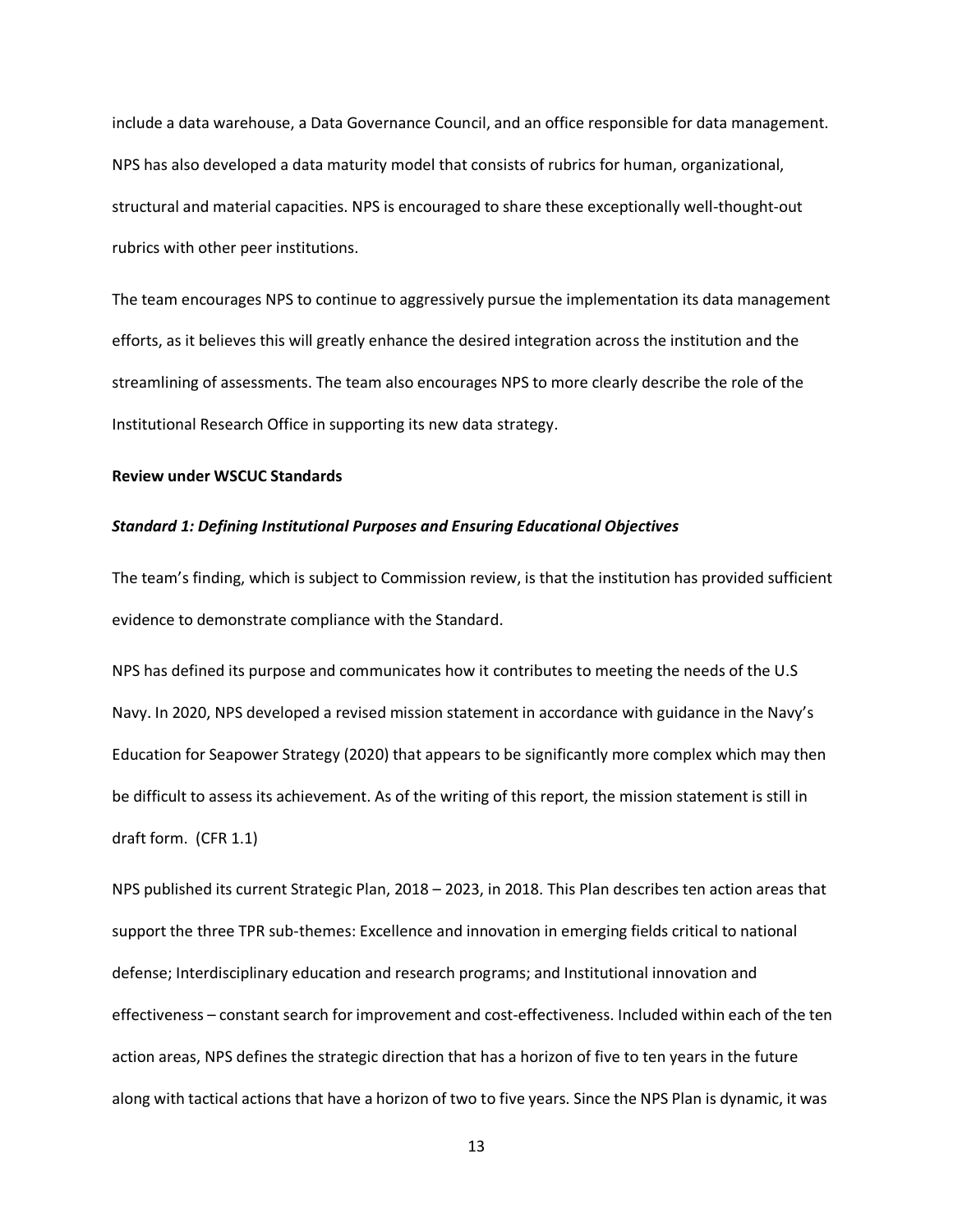include a data warehouse, a Data Governance Council, and an office responsible for data management. NPS has also developed a data maturity model that consists of rubrics for human, organizational, structural and material capacities. NPS is encouraged to share these exceptionally well-thought-out rubrics with other peer institutions.

The team encourages NPS to continue to aggressively pursue the implementation its data management efforts, as it believes this will greatly enhance the desired integration across the institution and the streamlining of assessments. The team also encourages NPS to more clearly describe the role of the Institutional Research Office in supporting its new data strategy.

**Review under WSCUC Standards**

***Standard 1: Defining Institutional Purposes and Ensuring Educational Objectives***

The team's finding, which is subject to Commission review, is that the institution has provided sufficient evidence to demonstrate compliance with the Standard.

NPS has defined its purpose and communicates how it contributes to meeting the needs of the U.S Navy. In 2020, NPS developed a revised mission statement in accordance with guidance in the Navy's Education for Seapower Strategy (2020) that appears to be significantly more complex which may then be difficult to assess its achievement. As of the writing of this report, the mission statement is still in draft form. (CFR 1.1)

NPS published its current Strategic Plan, 2018 – 2023, in 2018. This Plan describes ten action areas that support the three TPR sub-themes: Excellence and innovation in emerging fields critical to national defense; Interdisciplinary education and research programs; and Institutional innovation and effectiveness – constant search for improvement and cost-effectiveness. Included within each of the ten action areas, NPS defines the strategic direction that has a horizon of five to ten years in the future along with tactical actions that have a horizon of two to five years. Since the NPS Plan is dynamic, it was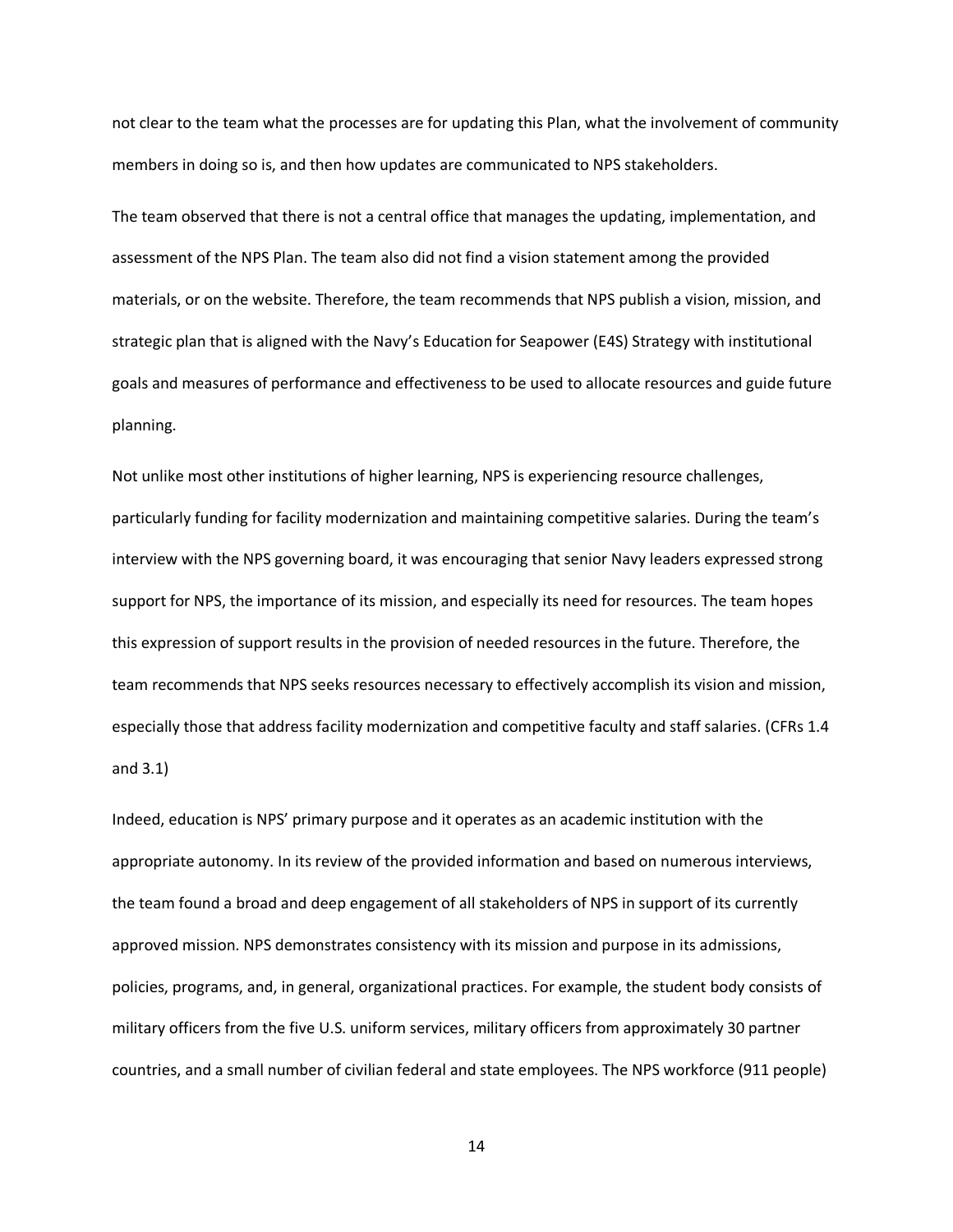not clear to the team what the processes are for updating this Plan, what the involvement of community members in doing so is, and then how updates are communicated to NPS stakeholders.

The team observed that there is not a central office that manages the updating, implementation, and assessment of the NPS Plan. The team also did not find a vision statement among the provided materials, or on the website. Therefore, the team recommends that NPS publish a vision, mission, and strategic plan that is aligned with the Navy's Education for Seapower (E4S) Strategy with institutional goals and measures of performance and effectiveness to be used to allocate resources and guide future planning.

Not unlike most other institutions of higher learning, NPS is experiencing resource challenges, particularly funding for facility modernization and maintaining competitive salaries. During the team's interview with the NPS governing board, it was encouraging that senior Navy leaders expressed strong support for NPS, the importance of its mission, and especially its need for resources. The team hopes this expression of support results in the provision of needed resources in the future. Therefore, the team recommends that NPS seeks resources necessary to effectively accomplish its vision and mission, especially those that address facility modernization and competitive faculty and staff salaries. (CFRs 1.4 and 3.1)

Indeed, education is NPS' primary purpose and it operates as an academic institution with the appropriate autonomy. In its review of the provided information and based on numerous interviews, the team found a broad and deep engagement of all stakeholders of NPS in support of its currently approved mission. NPS demonstrates consistency with its mission and purpose in its admissions, policies, programs, and, in general, organizational practices. For example, the student body consists of military officers from the five U.S. uniform services, military officers from approximately 30 partner countries, and a small number of civilian federal and state employees. The NPS workforce (911 people)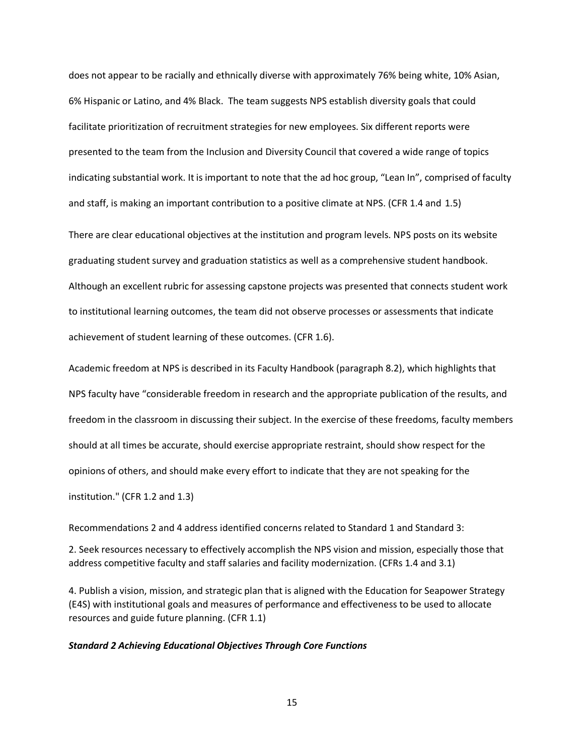does not appear to be racially and ethnically diverse with approximately 76% being white, 10% Asian, 6% Hispanic or Latino, and 4% Black. The team suggests NPS establish diversity goals that could facilitate prioritization of recruitment strategies for new employees. Six different reports were presented to the team from the Inclusion and Diversity Council that covered a wide range of topics indicating substantial work. It is important to note that the ad hoc group, "Lean In", comprised of faculty and staff, is making an important contribution to a positive climate at NPS. (CFR 1.4 and 1.5)

There are clear educational objectives at the institution and program levels. NPS posts on its website graduating student survey and graduation statistics as well as a comprehensive student handbook. Although an excellent rubric for assessing capstone projects was presented that connects student work to institutional learning outcomes, the team did not observe processes or assessments that indicate achievement of student learning of these outcomes. (CFR 1.6).

Academic freedom at NPS is described in its Faculty Handbook (paragraph 8.2), which highlights that NPS faculty have "considerable freedom in research and the appropriate publication of the results, and freedom in the classroom in discussing their subject. In the exercise of these freedoms, faculty members should at all times be accurate, should exercise appropriate restraint, should show respect for the opinions of others, and should make every effort to indicate that they are not speaking for the institution." (CFR 1.2 and 1.3)

Recommendations 2 and 4 address identified concerns related to Standard 1 and Standard 3:

2. Seek resources necessary to effectively accomplish the NPS vision and mission, especially those that address competitive faculty and staff salaries and facility modernization. (CFRs 1.4 and 3.1)

4. Publish a vision, mission, and strategic plan that is aligned with the Education for Seapower Strategy (E4S) with institutional goals and measures of performance and effectiveness to be used to allocate resources and guide future planning. (CFR 1.1)

***Standard 2 Achieving Educational Objectives Through Core Functions***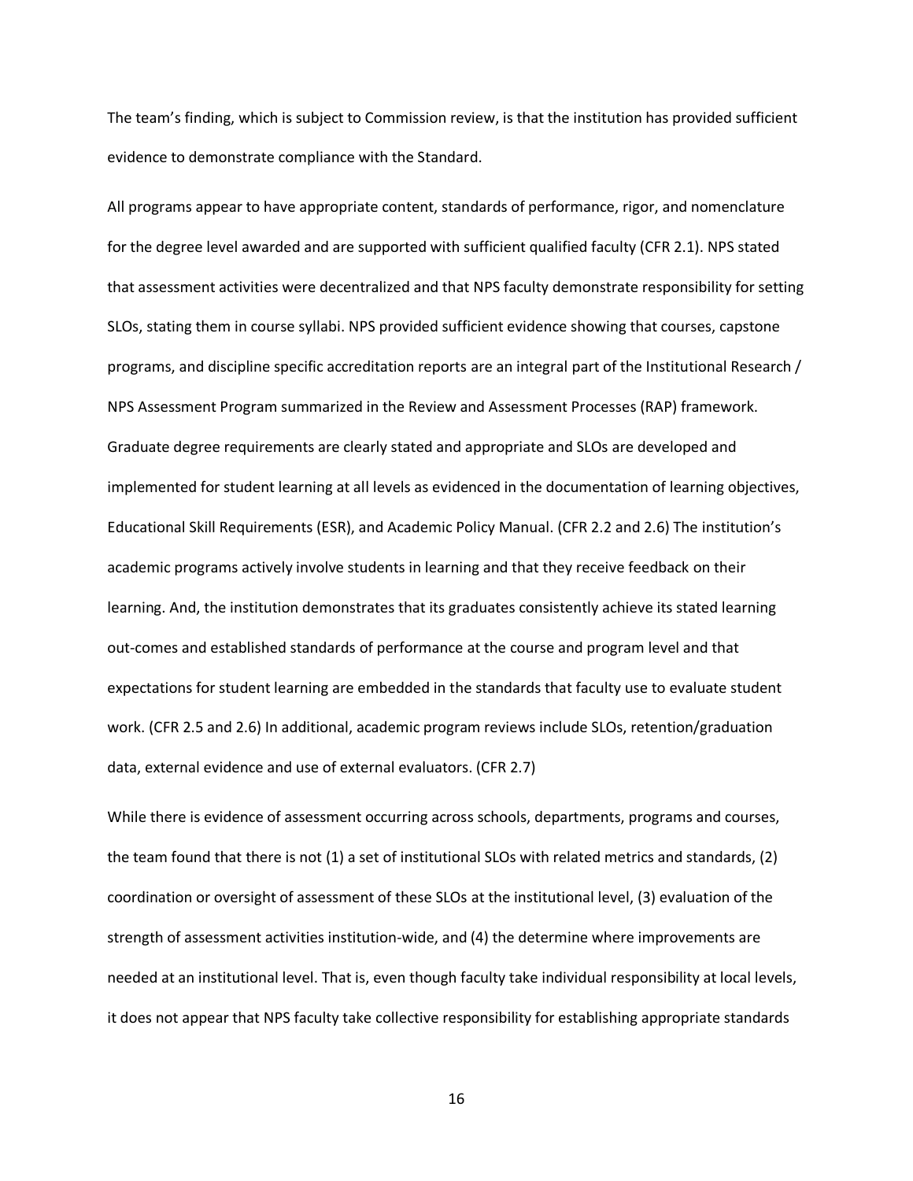The team's finding, which is subject to Commission review, is that the institution has provided sufficient evidence to demonstrate compliance with the Standard.

All programs appear to have appropriate content, standards of performance, rigor, and nomenclature for the degree level awarded and are supported with sufficient qualified faculty (CFR 2.1). NPS stated that assessment activities were decentralized and that NPS faculty demonstrate responsibility for setting SLOs, stating them in course syllabi. NPS provided sufficient evidence showing that courses, capstone programs, and discipline specific accreditation reports are an integral part of the Institutional Research / NPS Assessment Program summarized in the Review and Assessment Processes (RAP) framework. Graduate degree requirements are clearly stated and appropriate and SLOs are developed and implemented for student learning at all levels as evidenced in the documentation of learning objectives, Educational Skill Requirements (ESR), and Academic Policy Manual. (CFR 2.2 and 2.6) The institution's academic programs actively involve students in learning and that they receive feedback on their learning. And, the institution demonstrates that its graduates consistently achieve its stated learning out-comes and established standards of performance at the course and program level and that expectations for student learning are embedded in the standards that faculty use to evaluate student work. (CFR 2.5 and 2.6) In additional, academic program reviews include SLOs, retention/graduation data, external evidence and use of external evaluators. (CFR 2.7)

While there is evidence of assessment occurring across schools, departments, programs and courses, the team found that there is not (1) a set of institutional SLOs with related metrics and standards, (2) coordination or oversight of assessment of these SLOs at the institutional level, (3) evaluation of the strength of assessment activities institution-wide, and (4) the determine where improvements are needed at an institutional level. That is, even though faculty take individual responsibility at local levels, it does not appear that NPS faculty take collective responsibility for establishing appropriate standards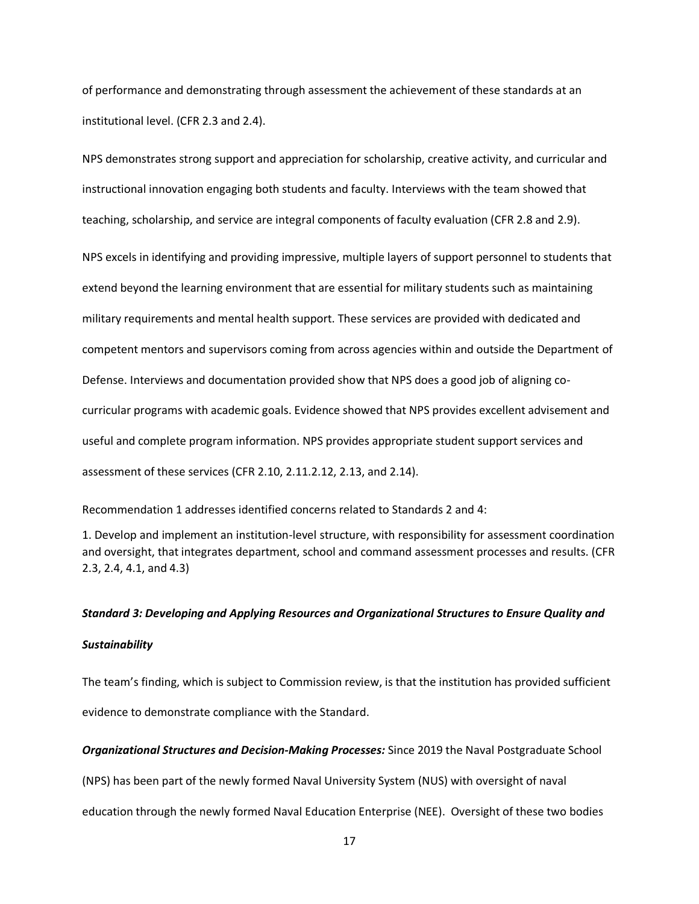of performance and demonstrating through assessment the achievement of these standards at an institutional level. (CFR 2.3 and 2.4).

NPS demonstrates strong support and appreciation for scholarship, creative activity, and curricular and instructional innovation engaging both students and faculty. Interviews with the team showed that teaching, scholarship, and service are integral components of faculty evaluation (CFR 2.8 and 2.9).

NPS excels in identifying and providing impressive, multiple layers of support personnel to students that extend beyond the learning environment that are essential for military students such as maintaining military requirements and mental health support. These services are provided with dedicated and competent mentors and supervisors coming from across agencies within and outside the Department of Defense. Interviews and documentation provided show that NPS does a good job of aligning co-curricular programs with academic goals. Evidence showed that NPS provides excellent advisement and useful and complete program information. NPS provides appropriate student support services and assessment of these services (CFR 2.10, 2.11.2.12, 2.13, and 2.14).

Recommendation 1 addresses identified concerns related to Standards 2 and 4:

1. Develop and implement an institution-level structure, with responsibility for assessment coordination and oversight, that integrates department, school and command assessment processes and results. (CFR 2.3, 2.4, 4.1, and 4.3)

***Standard 3: Developing and Applying Resources and Organizational Structures to Ensure Quality and Sustainability***

The team's finding, which is subject to Commission review, is that the institution has provided sufficient evidence to demonstrate compliance with the Standard.

***Organizational Structures and Decision-Making Processes:*** Since 2019 the Naval Postgraduate School (NPS) has been part of the newly formed Naval University System (NUS) with oversight of naval education through the newly formed Naval Education Enterprise (NEE). Oversight of these two bodies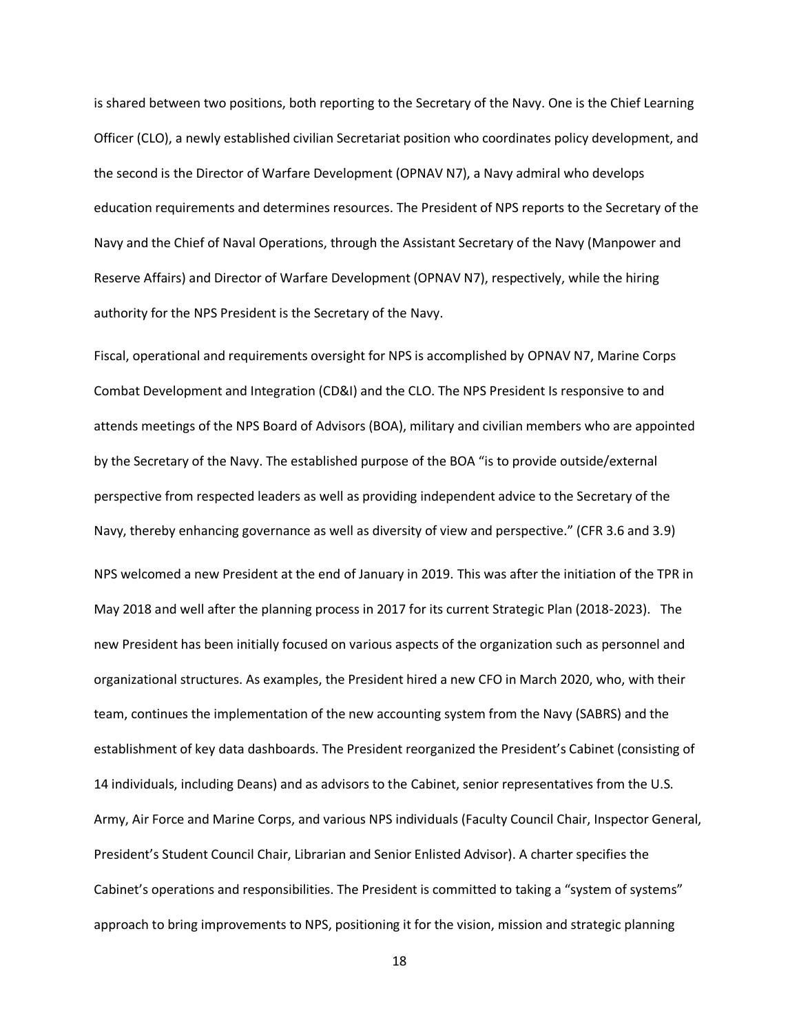is shared between two positions, both reporting to the Secretary of the Navy. One is the Chief Learning Officer (CLO), a newly established civilian Secretariat position who coordinates policy development, and the second is the Director of Warfare Development (OPNAV N7), a Navy admiral who develops education requirements and determines resources. The President of NPS reports to the Secretary of the Navy and the Chief of Naval Operations, through the Assistant Secretary of the Navy (Manpower and Reserve Affairs) and Director of Warfare Development (OPNAV N7), respectively, while the hiring authority for the NPS President is the Secretary of the Navy.

Fiscal, operational and requirements oversight for NPS is accomplished by OPNAV N7, Marine Corps Combat Development and Integration (CD&I) and the CLO. The NPS President Is responsive to and attends meetings of the NPS Board of Advisors (BOA), military and civilian members who are appointed by the Secretary of the Navy. The established purpose of the BOA "is to provide outside/external perspective from respected leaders as well as providing independent advice to the Secretary of the Navy, thereby enhancing governance as well as diversity of view and perspective." (CFR 3.6 and 3.9)

NPS welcomed a new President at the end of January in 2019. This was after the initiation of the TPR in May 2018 and well after the planning process in 2017 for its current Strategic Plan (2018-2023). The new President has been initially focused on various aspects of the organization such as personnel and organizational structures. As examples, the President hired a new CFO in March 2020, who, with their team, continues the implementation of the new accounting system from the Navy (SABRS) and the establishment of key data dashboards. The President reorganized the President's Cabinet (consisting of 14 individuals, including Deans) and as advisors to the Cabinet, senior representatives from the U.S. Army, Air Force and Marine Corps, and various NPS individuals (Faculty Council Chair, Inspector General, President's Student Council Chair, Librarian and Senior Enlisted Advisor). A charter specifies the Cabinet's operations and responsibilities. The President is committed to taking a "system of systems" approach to bring improvements to NPS, positioning it for the vision, mission and strategic planning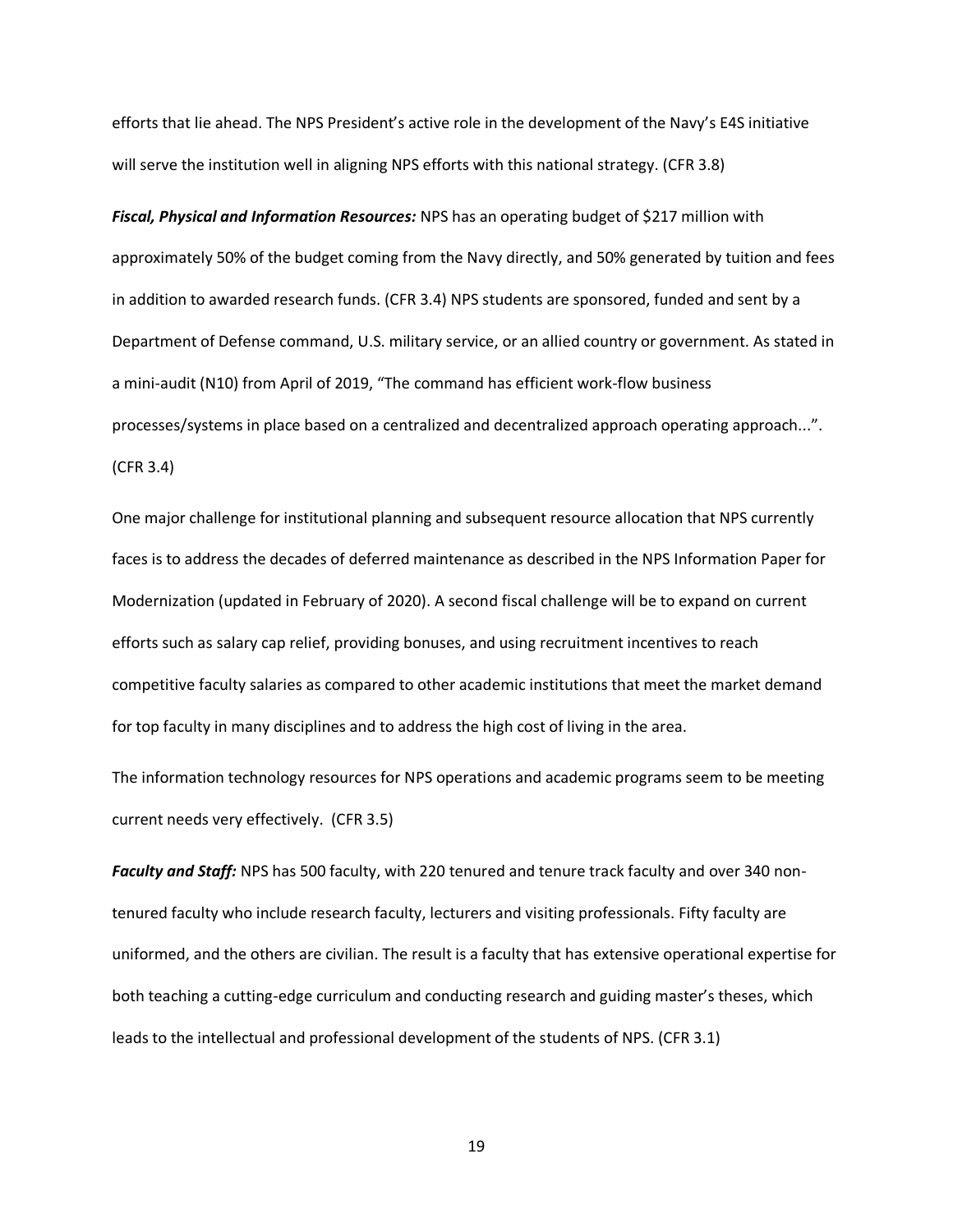efforts that lie ahead. The NPS President's active role in the development of the Navy's E4S initiative will serve the institution well in aligning NPS efforts with this national strategy. (CFR 3.8)

***Fiscal, Physical and Information Resources:*** NPS has an operating budget of $217 million with approximately 50% of the budget coming from the Navy directly, and 50% generated by tuition and fees in addition to awarded research funds. (CFR 3.4) NPS students are sponsored, funded and sent by a Department of Defense command, U.S. military service, or an allied country or government. As stated in a mini-audit (N10) from April of 2019, "The command has efficient work-flow business processes/systems in place based on a centralized and decentralized approach operating approach...". (CFR 3.4)

One major challenge for institutional planning and subsequent resource allocation that NPS currently faces is to address the decades of deferred maintenance as described in the NPS Information Paper for Modernization (updated in February of 2020). A second fiscal challenge will be to expand on current efforts such as salary cap relief, providing bonuses, and using recruitment incentives to reach competitive faculty salaries as compared to other academic institutions that meet the market demand for top faculty in many disciplines and to address the high cost of living in the area.

The information technology resources for NPS operations and academic programs seem to be meeting current needs very effectively. (CFR 3.5)

***Faculty and Staff:*** NPS has 500 faculty, with 220 tenured and tenure track faculty and over 340 non-tenured faculty who include research faculty, lecturers and visiting professionals. Fifty faculty are uniformed, and the others are civilian. The result is a faculty that has extensive operational expertise for both teaching a cutting-edge curriculum and conducting research and guiding master's theses, which leads to the intellectual and professional development of the students of NPS. (CFR 3.1)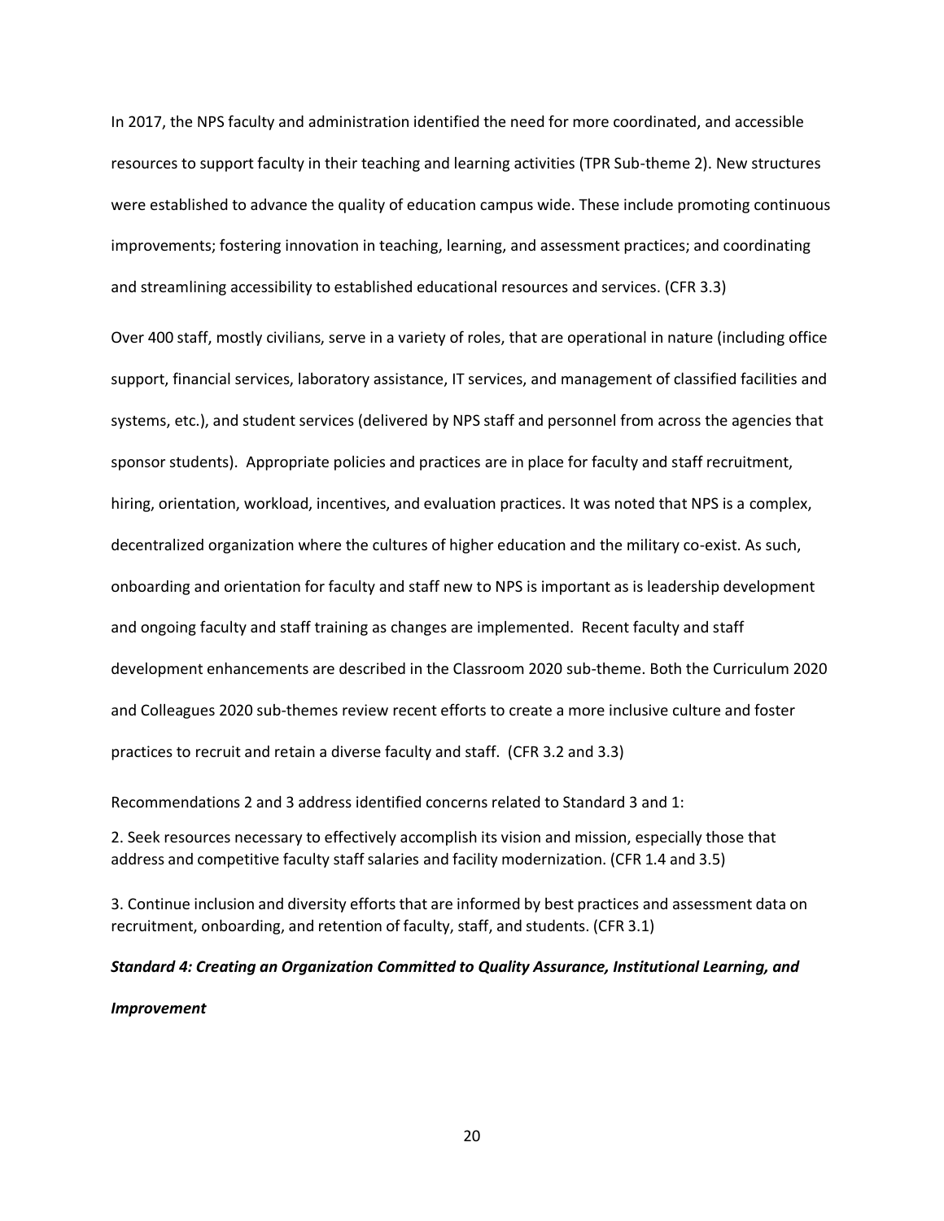In 2017, the NPS faculty and administration identified the need for more coordinated, and accessible resources to support faculty in their teaching and learning activities (TPR Sub-theme 2). New structures were established to advance the quality of education campus wide. These include promoting continuous improvements; fostering innovation in teaching, learning, and assessment practices; and coordinating and streamlining accessibility to established educational resources and services. (CFR 3.3)

Over 400 staff, mostly civilians, serve in a variety of roles, that are operational in nature (including office support, financial services, laboratory assistance, IT services, and management of classified facilities and systems, etc.), and student services (delivered by NPS staff and personnel from across the agencies that sponsor students). Appropriate policies and practices are in place for faculty and staff recruitment, hiring, orientation, workload, incentives, and evaluation practices. It was noted that NPS is a complex, decentralized organization where the cultures of higher education and the military co-exist. As such, onboarding and orientation for faculty and staff new to NPS is important as is leadership development and ongoing faculty and staff training as changes are implemented. Recent faculty and staff development enhancements are described in the Classroom 2020 sub-theme. Both the Curriculum 2020 and Colleagues 2020 sub-themes review recent efforts to create a more inclusive culture and foster practices to recruit and retain a diverse faculty and staff. (CFR 3.2 and 3.3)

Recommendations 2 and 3 address identified concerns related to Standard 3 and 1:

2. Seek resources necessary to effectively accomplish its vision and mission, especially those that address and competitive faculty staff salaries and facility modernization. (CFR 1.4 and 3.5)

3. Continue inclusion and diversity efforts that are informed by best practices and assessment data on recruitment, onboarding, and retention of faculty, staff, and students. (CFR 3.1)

***Standard 4: Creating an Organization Committed to Quality Assurance, Institutional Learning, and Improvement***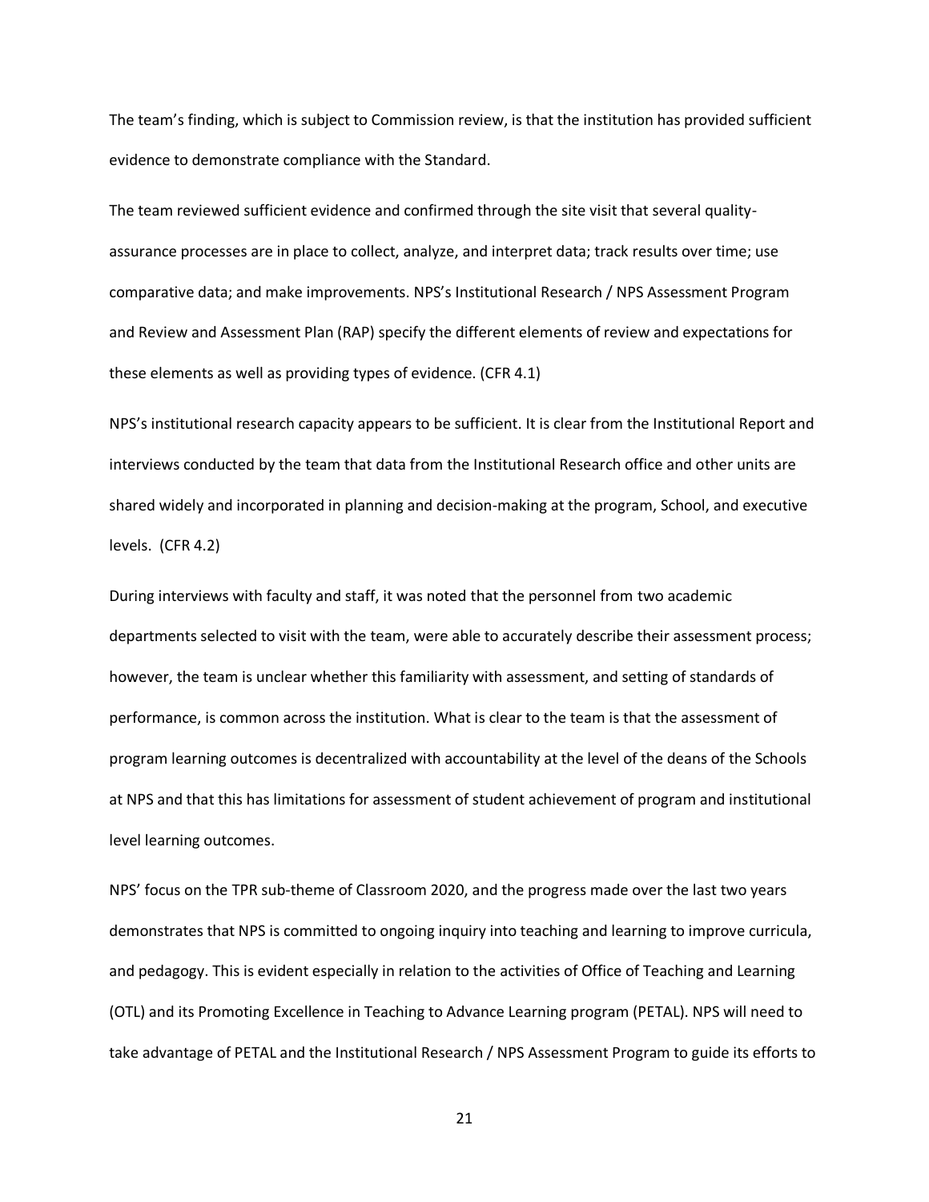The team's finding, which is subject to Commission review, is that the institution has provided sufficient evidence to demonstrate compliance with the Standard.

The team reviewed sufficient evidence and confirmed through the site visit that several quality-assurance processes are in place to collect, analyze, and interpret data; track results over time; use comparative data; and make improvements. NPS's Institutional Research / NPS Assessment Program and Review and Assessment Plan (RAP) specify the different elements of review and expectations for these elements as well as providing types of evidence. (CFR 4.1)

NPS's institutional research capacity appears to be sufficient. It is clear from the Institutional Report and interviews conducted by the team that data from the Institutional Research office and other units are shared widely and incorporated in planning and decision-making at the program, School, and executive levels. (CFR 4.2)

During interviews with faculty and staff, it was noted that the personnel from two academic departments selected to visit with the team, were able to accurately describe their assessment process; however, the team is unclear whether this familiarity with assessment, and setting of standards of performance, is common across the institution. What is clear to the team is that the assessment of program learning outcomes is decentralized with accountability at the level of the deans of the Schools at NPS and that this has limitations for assessment of student achievement of program and institutional level learning outcomes.

NPS' focus on the TPR sub-theme of Classroom 2020, and the progress made over the last two years demonstrates that NPS is committed to ongoing inquiry into teaching and learning to improve curricula, and pedagogy. This is evident especially in relation to the activities of Office of Teaching and Learning (OTL) and its Promoting Excellence in Teaching to Advance Learning program (PETAL). NPS will need to take advantage of PETAL and the Institutional Research / NPS Assessment Program to guide its efforts to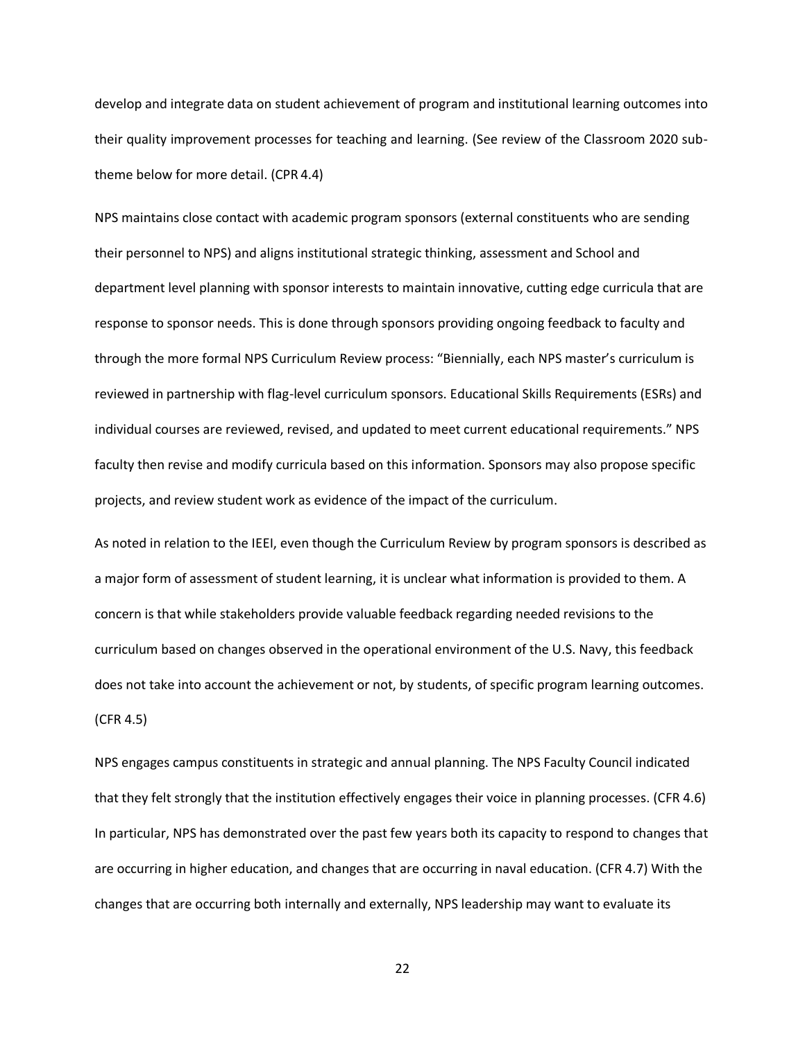develop and integrate data on student achievement of program and institutional learning outcomes into their quality improvement processes for teaching and learning. (See review of the Classroom 2020 sub-theme below for more detail. (CPR 4.4)

NPS maintains close contact with academic program sponsors (external constituents who are sending their personnel to NPS) and aligns institutional strategic thinking, assessment and School and department level planning with sponsor interests to maintain innovative, cutting edge curricula that are response to sponsor needs. This is done through sponsors providing ongoing feedback to faculty and through the more formal NPS Curriculum Review process: "Biennially, each NPS master's curriculum is reviewed in partnership with flag-level curriculum sponsors. Educational Skills Requirements (ESRs) and individual courses are reviewed, revised, and updated to meet current educational requirements." NPS faculty then revise and modify curricula based on this information. Sponsors may also propose specific projects, and review student work as evidence of the impact of the curriculum.

As noted in relation to the IEEI, even though the Curriculum Review by program sponsors is described as a major form of assessment of student learning, it is unclear what information is provided to them. A concern is that while stakeholders provide valuable feedback regarding needed revisions to the curriculum based on changes observed in the operational environment of the U.S. Navy, this feedback does not take into account the achievement or not, by students, of specific program learning outcomes. (CFR 4.5)

NPS engages campus constituents in strategic and annual planning. The NPS Faculty Council indicated that they felt strongly that the institution effectively engages their voice in planning processes. (CFR 4.6) In particular, NPS has demonstrated over the past few years both its capacity to respond to changes that are occurring in higher education, and changes that are occurring in naval education. (CFR 4.7) With the changes that are occurring both internally and externally, NPS leadership may want to evaluate its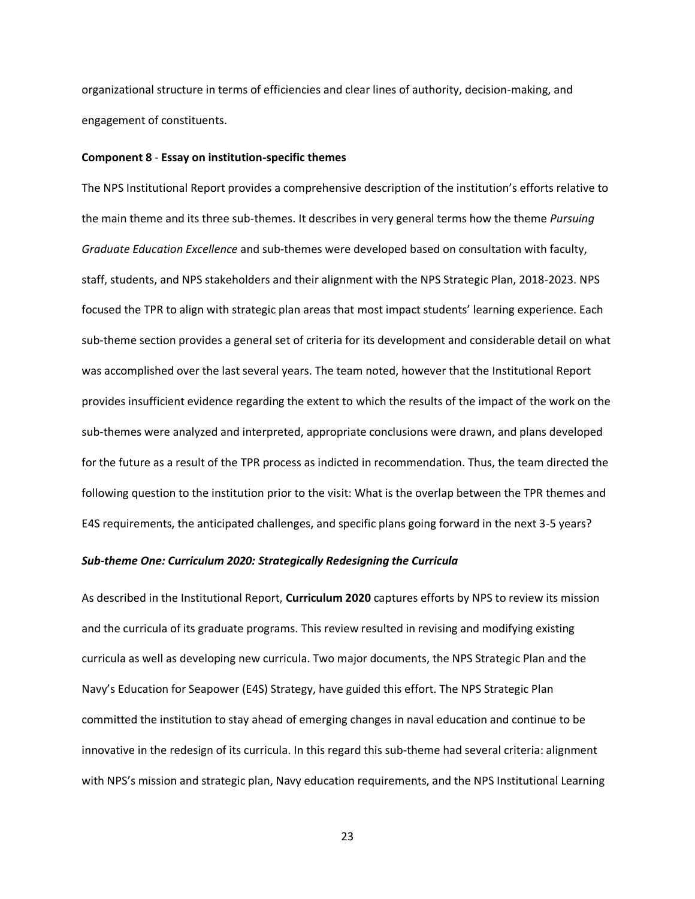organizational structure in terms of efficiencies and clear lines of authority, decision-making, and engagement of constituents.

**Component 8** - **Essay on institution-specific themes**

The NPS Institutional Report provides a comprehensive description of the institution's efforts relative to the main theme and its three sub-themes. It describes in very general terms how the theme *Pursuing Graduate Education Excellence* and sub-themes were developed based on consultation with faculty, staff, students, and NPS stakeholders and their alignment with the NPS Strategic Plan, 2018-2023. NPS focused the TPR to align with strategic plan areas that most impact students' learning experience. Each sub-theme section provides a general set of criteria for its development and considerable detail on what was accomplished over the last several years. The team noted, however that the Institutional Report provides insufficient evidence regarding the extent to which the results of the impact of the work on the sub-themes were analyzed and interpreted, appropriate conclusions were drawn, and plans developed for the future as a result of the TPR process as indicted in recommendation. Thus, the team directed the following question to the institution prior to the visit: What is the overlap between the TPR themes and E4S requirements, the anticipated challenges, and specific plans going forward in the next 3-5 years?

***Sub-theme One: Curriculum 2020: Strategically Redesigning the Curricula***

As described in the Institutional Report, **Curriculum 2020** captures efforts by NPS to review its mission and the curricula of its graduate programs. This review resulted in revising and modifying existing curricula as well as developing new curricula. Two major documents, the NPS Strategic Plan and the Navy's Education for Seapower (E4S) Strategy, have guided this effort. The NPS Strategic Plan committed the institution to stay ahead of emerging changes in naval education and continue to be innovative in the redesign of its curricula. In this regard this sub-theme had several criteria: alignment with NPS's mission and strategic plan, Navy education requirements, and the NPS Institutional Learning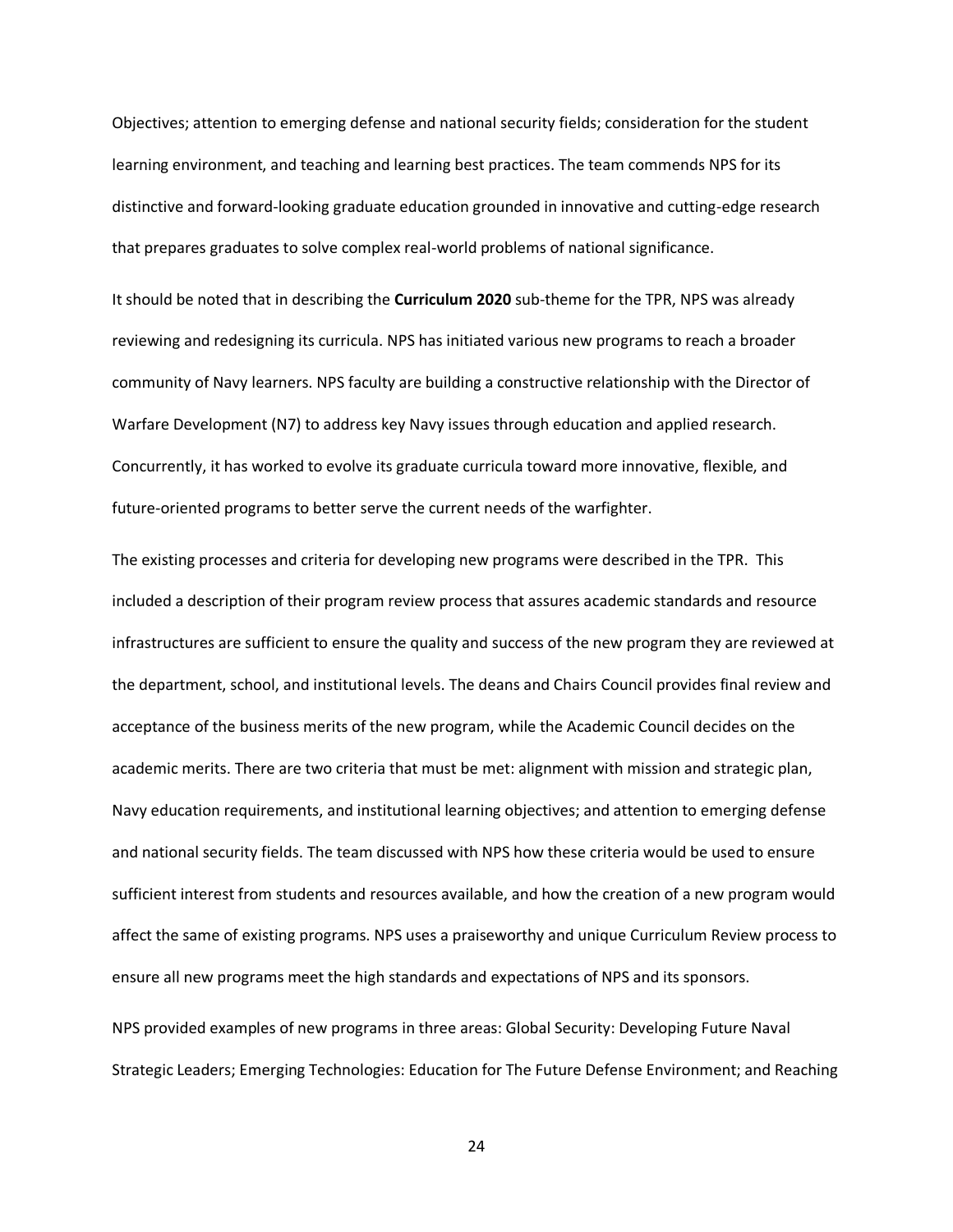Objectives; attention to emerging defense and national security fields; consideration for the student learning environment, and teaching and learning best practices. The team commends NPS for its distinctive and forward-looking graduate education grounded in innovative and cutting-edge research that prepares graduates to solve complex real-world problems of national significance.

It should be noted that in describing the **Curriculum 2020** sub-theme for the TPR, NPS was already reviewing and redesigning its curricula. NPS has initiated various new programs to reach a broader community of Navy learners. NPS faculty are building a constructive relationship with the Director of Warfare Development (N7) to address key Navy issues through education and applied research. Concurrently, it has worked to evolve its graduate curricula toward more innovative, flexible, and future-oriented programs to better serve the current needs of the warfighter.

The existing processes and criteria for developing new programs were described in the TPR. This included a description of their program review process that assures academic standards and resource infrastructures are sufficient to ensure the quality and success of the new program they are reviewed at the department, school, and institutional levels. The deans and Chairs Council provides final review and acceptance of the business merits of the new program, while the Academic Council decides on the academic merits. There are two criteria that must be met: alignment with mission and strategic plan, Navy education requirements, and institutional learning objectives; and attention to emerging defense and national security fields. The team discussed with NPS how these criteria would be used to ensure sufficient interest from students and resources available, and how the creation of a new program would affect the same of existing programs. NPS uses a praiseworthy and unique Curriculum Review process to ensure all new programs meet the high standards and expectations of NPS and its sponsors.

NPS provided examples of new programs in three areas: Global Security: Developing Future Naval Strategic Leaders; Emerging Technologies: Education for The Future Defense Environment; and Reaching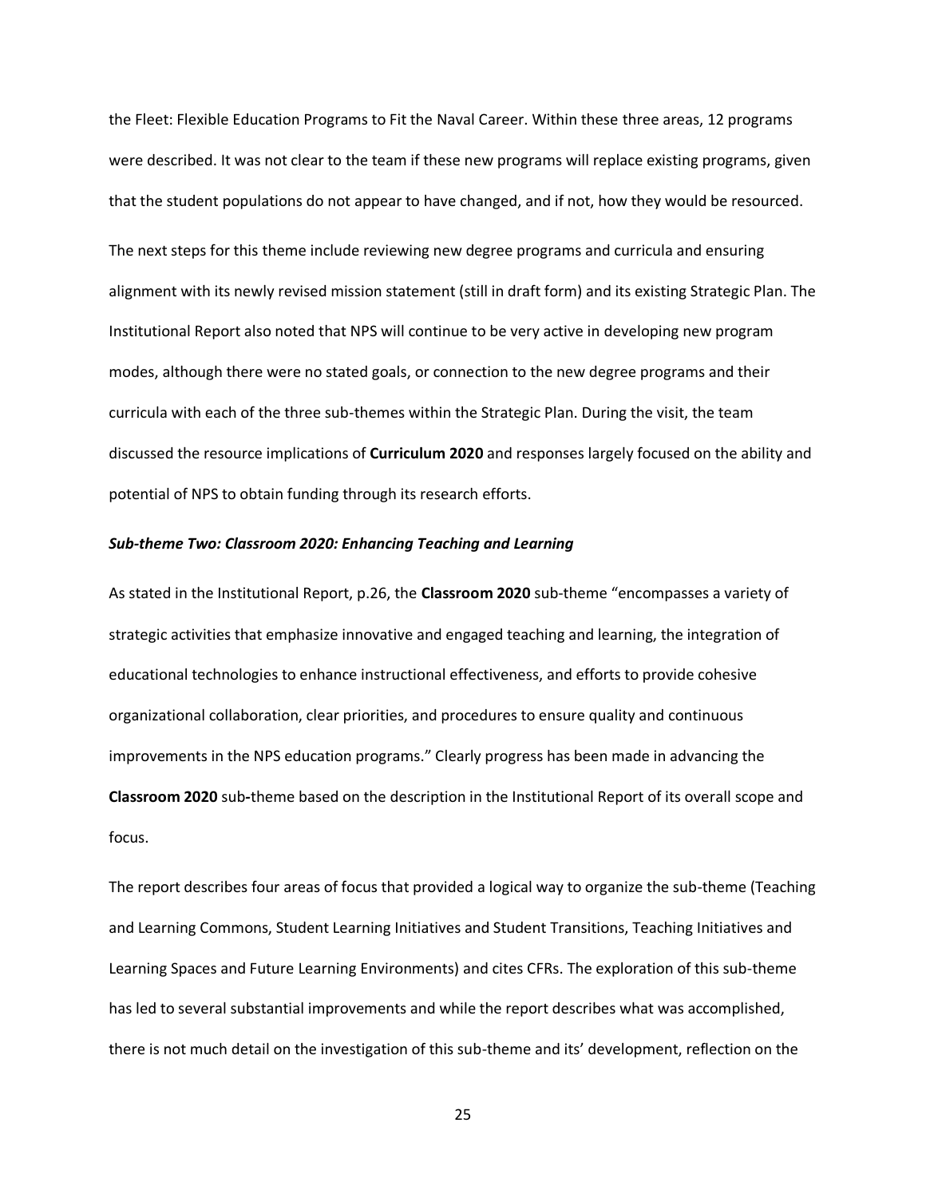the Fleet: Flexible Education Programs to Fit the Naval Career. Within these three areas, 12 programs were described. It was not clear to the team if these new programs will replace existing programs, given that the student populations do not appear to have changed, and if not, how they would be resourced.

The next steps for this theme include reviewing new degree programs and curricula and ensuring alignment with its newly revised mission statement (still in draft form) and its existing Strategic Plan. The Institutional Report also noted that NPS will continue to be very active in developing new program modes, although there were no stated goals, or connection to the new degree programs and their curricula with each of the three sub-themes within the Strategic Plan. During the visit, the team discussed the resource implications of **Curriculum 2020** and responses largely focused on the ability and potential of NPS to obtain funding through its research efforts.

***Sub-theme Two: Classroom 2020: Enhancing Teaching and Learning***

As stated in the Institutional Report, p.26, the **Classroom 2020** sub-theme "encompasses a variety of strategic activities that emphasize innovative and engaged teaching and learning, the integration of educational technologies to enhance instructional effectiveness, and efforts to provide cohesive organizational collaboration, clear priorities, and procedures to ensure quality and continuous improvements in the NPS education programs." Clearly progress has been made in advancing the **Classroom 2020** sub-theme based on the description in the Institutional Report of its overall scope and focus.

The report describes four areas of focus that provided a logical way to organize the sub-theme (Teaching and Learning Commons, Student Learning Initiatives and Student Transitions, Teaching Initiatives and Learning Spaces and Future Learning Environments) and cites CFRs. The exploration of this sub-theme has led to several substantial improvements and while the report describes what was accomplished, there is not much detail on the investigation of this sub-theme and its' development, reflection on the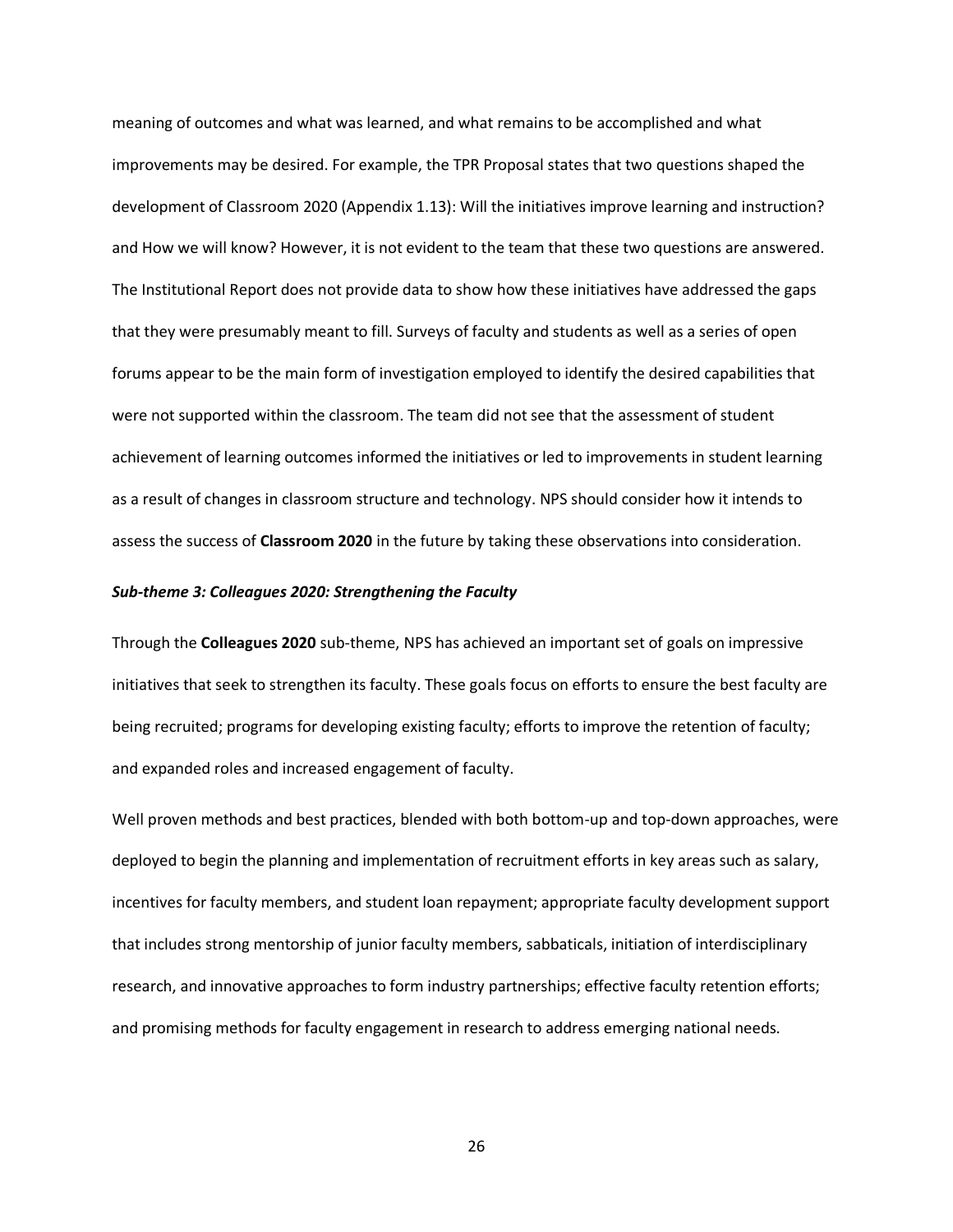meaning of outcomes and what was learned, and what remains to be accomplished and what improvements may be desired. For example, the TPR Proposal states that two questions shaped the development of Classroom 2020 (Appendix 1.13): Will the initiatives improve learning and instruction? and How we will know? However, it is not evident to the team that these two questions are answered. The Institutional Report does not provide data to show how these initiatives have addressed the gaps that they were presumably meant to fill. Surveys of faculty and students as well as a series of open forums appear to be the main form of investigation employed to identify the desired capabilities that were not supported within the classroom. The team did not see that the assessment of student achievement of learning outcomes informed the initiatives or led to improvements in student learning as a result of changes in classroom structure and technology. NPS should consider how it intends to assess the success of **Classroom 2020** in the future by taking these observations into consideration.

***Sub-theme 3: Colleagues 2020: Strengthening the Faculty***

Through the **Colleagues 2020** sub-theme, NPS has achieved an important set of goals on impressive initiatives that seek to strengthen its faculty. These goals focus on efforts to ensure the best faculty are being recruited; programs for developing existing faculty; efforts to improve the retention of faculty; and expanded roles and increased engagement of faculty.

Well proven methods and best practices, blended with both bottom-up and top-down approaches, were deployed to begin the planning and implementation of recruitment efforts in key areas such as salary, incentives for faculty members, and student loan repayment; appropriate faculty development support that includes strong mentorship of junior faculty members, sabbaticals, initiation of interdisciplinary research, and innovative approaches to form industry partnerships; effective faculty retention efforts; and promising methods for faculty engagement in research to address emerging national needs.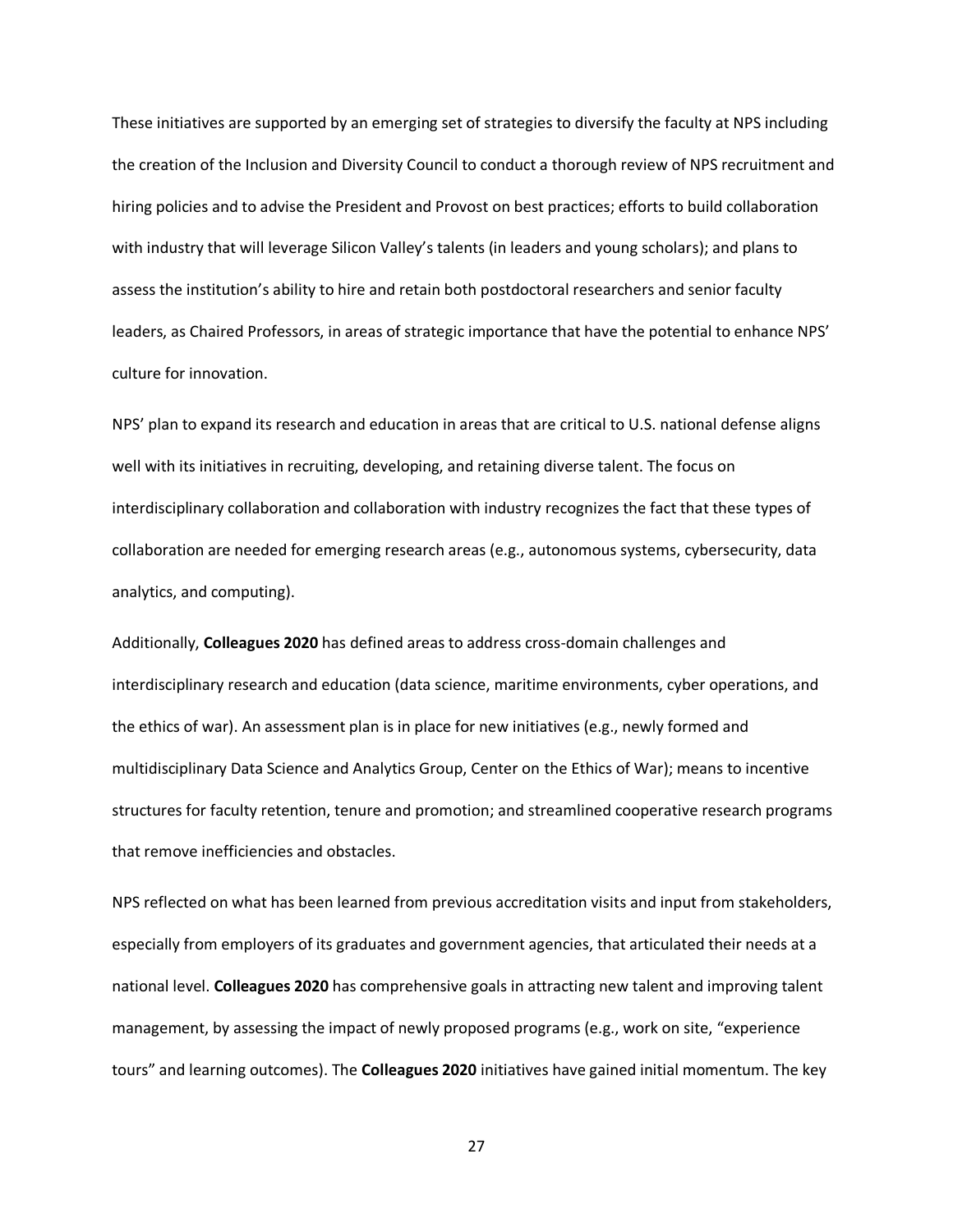These initiatives are supported by an emerging set of strategies to diversify the faculty at NPS including the creation of the Inclusion and Diversity Council to conduct a thorough review of NPS recruitment and hiring policies and to advise the President and Provost on best practices; efforts to build collaboration with industry that will leverage Silicon Valley's talents (in leaders and young scholars); and plans to assess the institution's ability to hire and retain both postdoctoral researchers and senior faculty leaders, as Chaired Professors, in areas of strategic importance that have the potential to enhance NPS' culture for innovation.

NPS' plan to expand its research and education in areas that are critical to U.S. national defense aligns well with its initiatives in recruiting, developing, and retaining diverse talent. The focus on interdisciplinary collaboration and collaboration with industry recognizes the fact that these types of collaboration are needed for emerging research areas (e.g., autonomous systems, cybersecurity, data analytics, and computing).

Additionally, **Colleagues 2020** has defined areas to address cross-domain challenges and interdisciplinary research and education (data science, maritime environments, cyber operations, and the ethics of war). An assessment plan is in place for new initiatives (e.g., newly formed and multidisciplinary Data Science and Analytics Group, Center on the Ethics of War); means to incentive structures for faculty retention, tenure and promotion; and streamlined cooperative research programs that remove inefficiencies and obstacles.

NPS reflected on what has been learned from previous accreditation visits and input from stakeholders, especially from employers of its graduates and government agencies, that articulated their needs at a national level. **Colleagues 2020** has comprehensive goals in attracting new talent and improving talent management, by assessing the impact of newly proposed programs (e.g., work on site, "experience tours" and learning outcomes). The **Colleagues 2020** initiatives have gained initial momentum. The key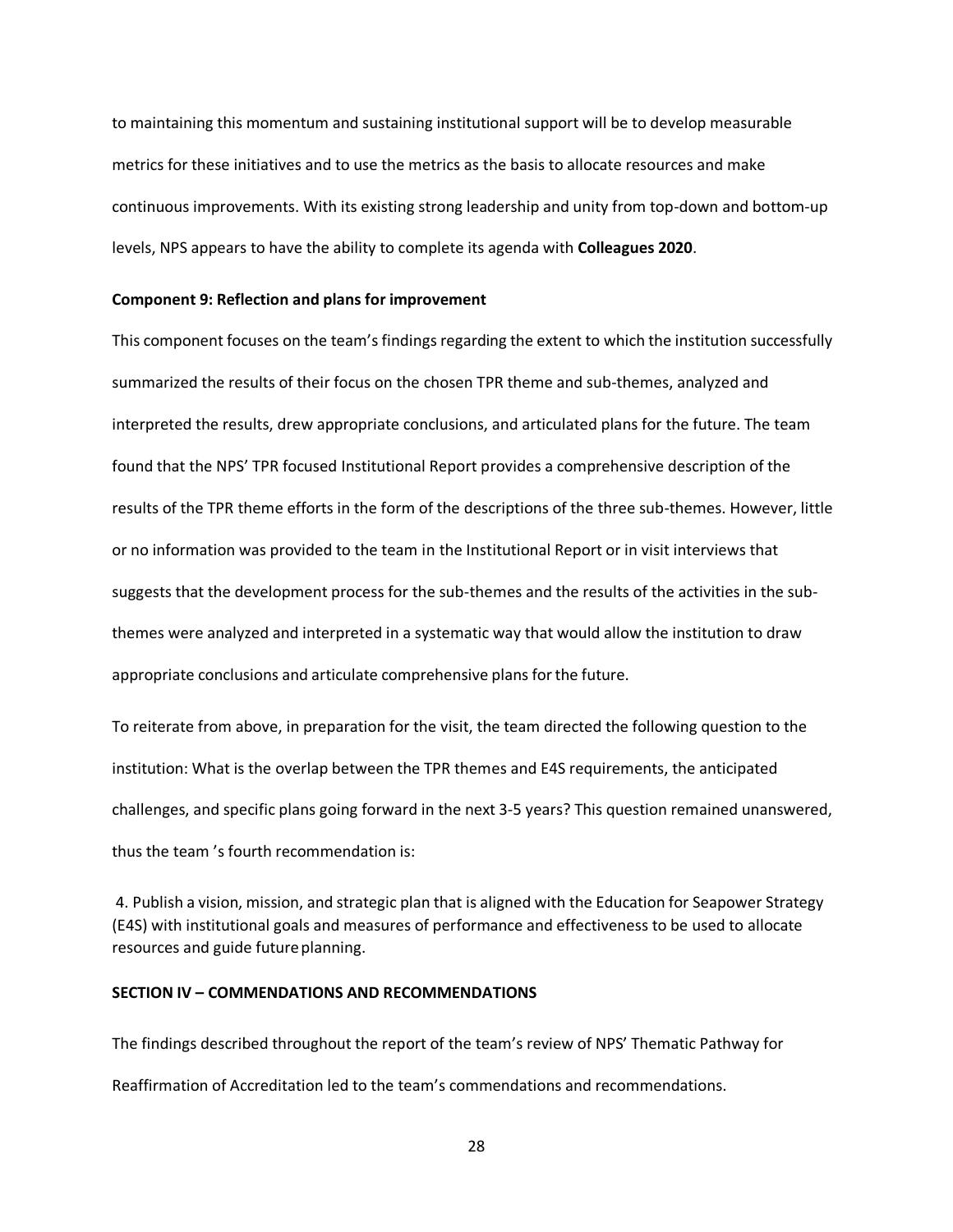to maintaining this momentum and sustaining institutional support will be to develop measurable metrics for these initiatives and to use the metrics as the basis to allocate resources and make continuous improvements. With its existing strong leadership and unity from top-down and bottom-up levels, NPS appears to have the ability to complete its agenda with **Colleagues 2020**.

**Component 9: Reflection and plans for improvement**

This component focuses on the team's findings regarding the extent to which the institution successfully summarized the results of their focus on the chosen TPR theme and sub-themes, analyzed and interpreted the results, drew appropriate conclusions, and articulated plans for the future. The team found that the NPS' TPR focused Institutional Report provides a comprehensive description of the results of the TPR theme efforts in the form of the descriptions of the three sub-themes. However, little or no information was provided to the team in the Institutional Report or in visit interviews that suggests that the development process for the sub-themes and the results of the activities in the sub-themes were analyzed and interpreted in a systematic way that would allow the institution to draw appropriate conclusions and articulate comprehensive plans for the future.

To reiterate from above, in preparation for the visit, the team directed the following question to the institution: What is the overlap between the TPR themes and E4S requirements, the anticipated challenges, and specific plans going forward in the next 3-5 years? This question remained unanswered, thus the team 's fourth recommendation is:

4. Publish a vision, mission, and strategic plan that is aligned with the Education for Seapower Strategy (E4S) with institutional goals and measures of performance and effectiveness to be used to allocate resources and guide future planning.

**SECTION IV – COMMENDATIONS AND RECOMMENDATIONS**

The findings described throughout the report of the team's review of NPS' Thematic Pathway for Reaffirmation of Accreditation led to the team's commendations and recommendations.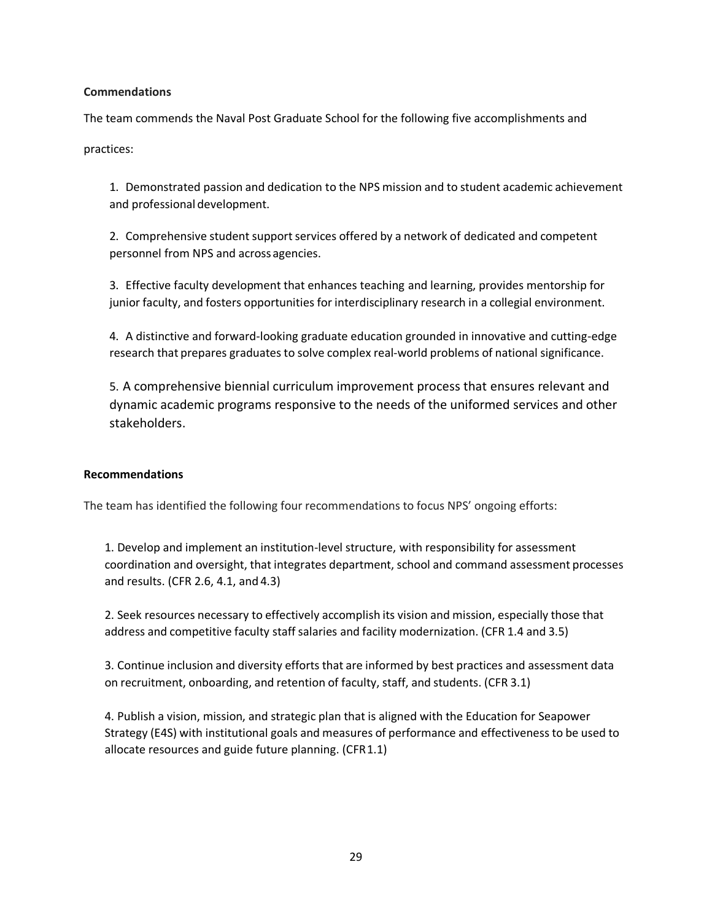**Commendations**

The team commends the Naval Post Graduate School for the following five accomplishments and practices:

1. Demonstrated passion and dedication to the NPS mission and to student academic achievement and professional development.

2. Comprehensive student support services offered by a network of dedicated and competent personnel from NPS and across agencies.

3. Effective faculty development that enhances teaching and learning, provides mentorship for junior faculty, and fosters opportunities for interdisciplinary research in a collegial environment.

4. A distinctive and forward-looking graduate education grounded in innovative and cutting-edge research that prepares graduates to solve complex real-world problems of national significance.

5. A comprehensive biennial curriculum improvement process that ensures relevant and dynamic academic programs responsive to the needs of the uniformed services and other stakeholders.

**Recommendations**

The team has identified the following four recommendations to focus NPS' ongoing efforts:

1. Develop and implement an institution-level structure, with responsibility for assessment coordination and oversight, that integrates department, school and command assessment processes and results. (CFR 2.6, 4.1, and 4.3)

2. Seek resources necessary to effectively accomplish its vision and mission, especially those that address and competitive faculty staff salaries and facility modernization. (CFR 1.4 and 3.5)

3. Continue inclusion and diversity efforts that are informed by best practices and assessment data on recruitment, onboarding, and retention of faculty, staff, and students. (CFR 3.1)

4. Publish a vision, mission, and strategic plan that is aligned with the Education for Seapower Strategy (E4S) with institutional goals and measures of performance and effectiveness to be used to allocate resources and guide future planning. (CFR 1.1)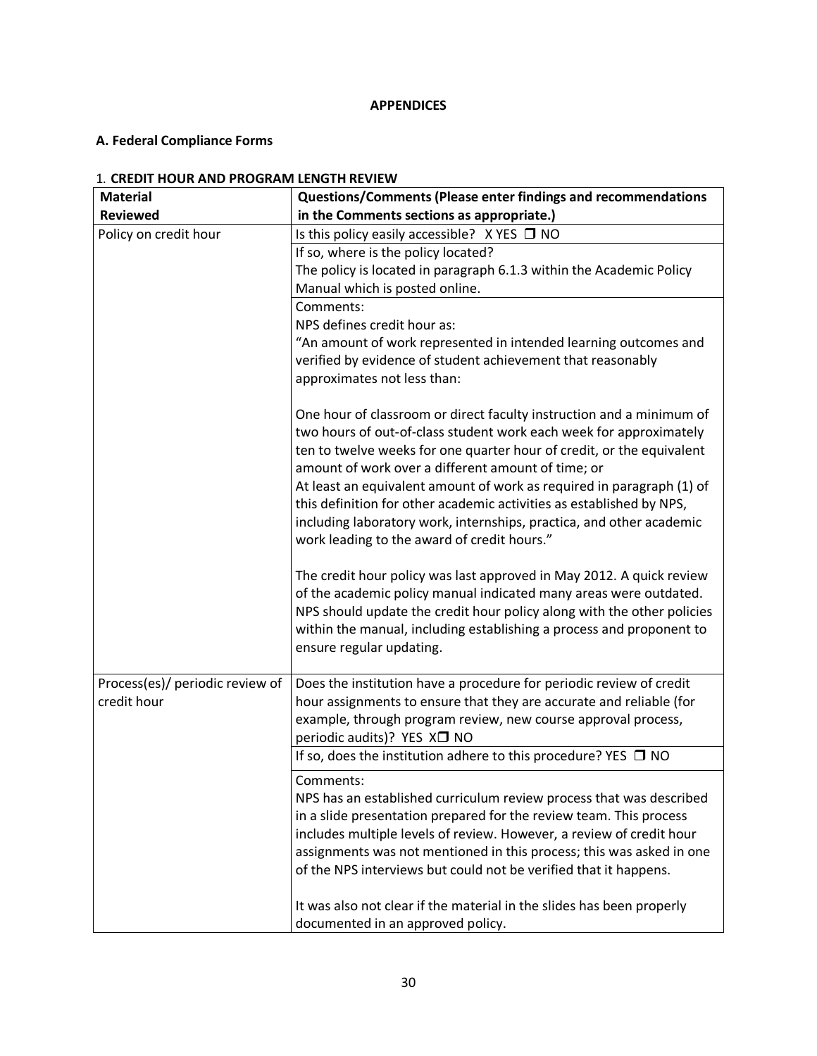**APPENDICES**

**A. Federal Compliance Forms**

1. **CREDIT HOUR AND PROGRAM LENGTH REVIEW**

| Material Reviewed | Questions/Comments (Please enter findings and recommendations in the Comments sections as appropriate.) |
|---|---|
| Policy on credit hour | Is this policy easily accessible? X YES ❒ NO |
| | If so, where is the policy located?<br>The policy is located in paragraph 6.1.3 within the Academic Policy Manual which is posted online. |
| | Comments:<br>NPS defines credit hour as:<br>"An amount of work represented in intended learning outcomes and verified by evidence of student achievement that reasonably approximates not less than:<br><br>One hour of classroom or direct faculty instruction and a minimum of two hours of out-of-class student work each week for approximately ten to twelve weeks for one quarter hour of credit, or the equivalent amount of work over a different amount of time; or<br>At least an equivalent amount of work as required in paragraph (1) of this definition for other academic activities as established by NPS, including laboratory work, internships, practica, and other academic work leading to the award of credit hours."<br><br>The credit hour policy was last approved in May 2012. A quick review of the academic policy manual indicated many areas were outdated. NPS should update the credit hour policy along with the other policies within the manual, including establishing a process and proponent to ensure regular updating. |
| Process(es)/ periodic review of credit hour | Does the institution have a procedure for periodic review of credit hour assignments to ensure that they are accurate and reliable (for example, through program review, new course approval process, periodic audits)? YES X❒ NO |
| | If so, does the institution adhere to this procedure? YES ❒ NO |
| | Comments:<br>NPS has an established curriculum review process that was described in a slide presentation prepared for the review team. This process includes multiple levels of review. However, a review of credit hour assignments was not mentioned in this process; this was asked in one of the NPS interviews but could not be verified that it happens.<br><br>It was also not clear if the material in the slides has been properly documented in an approved policy. |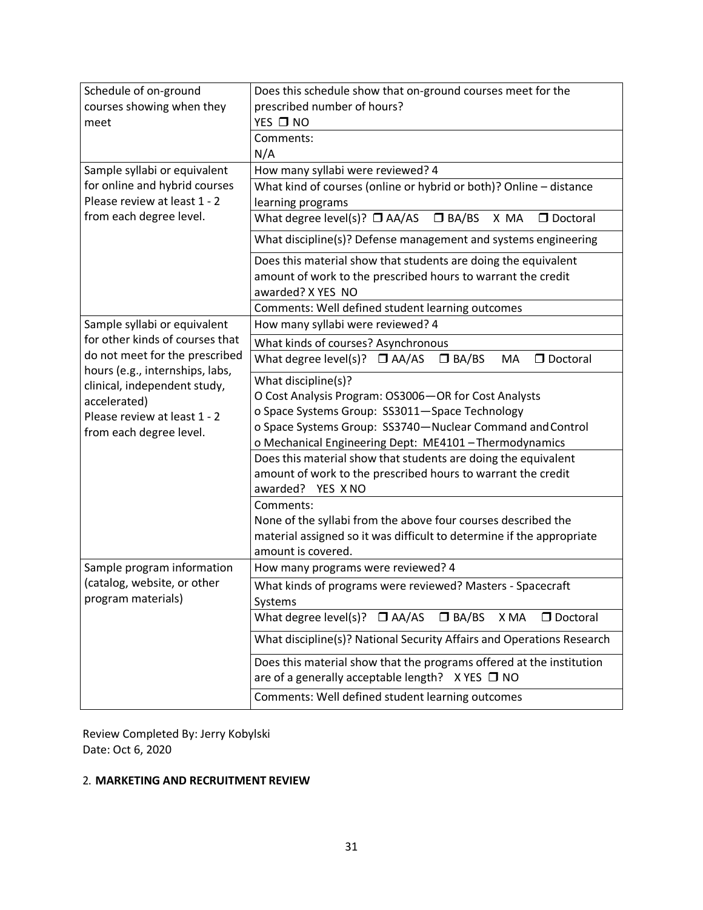| | |
|---|---|
| Schedule of on-ground courses showing when they meet | Does this schedule show that on-ground courses meet for the prescribed number of hours?<br>YES ❒ NO |
| | Comments:<br>N/A |
| Sample syllabi or equivalent for online and hybrid courses<br>Please review at least 1 - 2 from each degree level. | How many syllabi were reviewed? 4 |
| | What kind of courses (online or hybrid or both)? Online – distance learning programs |
| | What degree level(s)? ❒ AA/AS ❒ BA/BS X MA ❒ Doctoral |
| | What discipline(s)? Defense management and systems engineering |
| | Does this material show that students are doing the equivalent amount of work to the prescribed hours to warrant the credit awarded? X YES NO |
| | Comments: Well defined student learning outcomes |
| Sample syllabi or equivalent for other kinds of courses that do not meet for the prescribed hours (e.g., internships, labs, clinical, independent study, accelerated)<br>Please review at least 1 - 2 from each degree level. | How many syllabi were reviewed? 4 |
| | What kinds of courses? Asynchronous |
| | What degree level(s)? ❒ AA/AS ❒ BA/BS MA ❒ Doctoral |
| | What discipline(s)?<br>O Cost Analysis Program: OS3006—OR for Cost Analysts<br>o Space Systems Group: SS3011—Space Technology<br>o Space Systems Group: SS3740—Nuclear Command and Control<br>o Mechanical Engineering Dept: ME4101 – Thermodynamics |
| | Does this material show that students are doing the equivalent amount of work to the prescribed hours to warrant the credit awarded? YES X NO |
| | Comments:<br>None of the syllabi from the above four courses described the material assigned so it was difficult to determine if the appropriate amount is covered. |
| Sample program information (catalog, website, or other program materials) | How many programs were reviewed? 4 |
| | What kinds of programs were reviewed? Masters - Spacecraft Systems |
| | What degree level(s)? ❒ AA/AS ❒ BA/BS X MA ❒ Doctoral |
| | What discipline(s)? National Security Affairs and Operations Research |
| | Does this material show that the programs offered at the institution are of a generally acceptable length? X YES ❒ NO |
| | Comments: Well defined student learning outcomes |

Review Completed By: Jerry Kobylski
Date: Oct 6, 2020

## 2. **MARKETING AND RECRUITMENT REVIEW**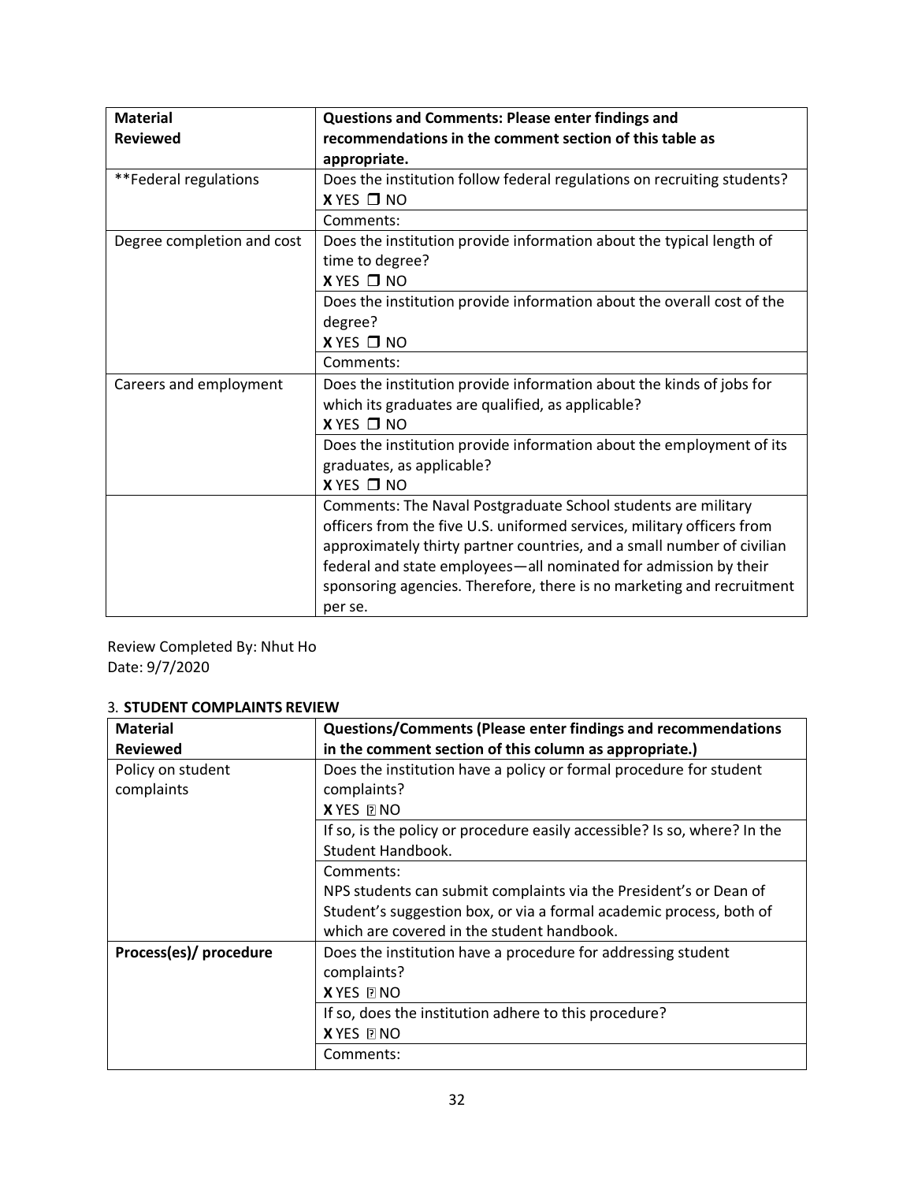| Material Reviewed | Questions and Comments: Please enter findings and recommendations in the comment section of this table as appropriate. |
|---|---|
| **Federal regulations | Does the institution follow federal regulations on recruiting students? **X** YES ❒ NO |
| | Comments: |
| Degree completion and cost | Does the institution provide information about the typical length of time to degree? **X** YES ❒ NO |
| | Does the institution provide information about the overall cost of the degree? **X** YES ❒ NO |
| | Comments: |
| Careers and employment | Does the institution provide information about the kinds of jobs for which its graduates are qualified, as applicable? **X** YES ❒ NO |
| | Does the institution provide information about the employment of its graduates, as applicable? **X** YES ❒ NO |
| | Comments: The Naval Postgraduate School students are military officers from the five U.S. uniformed services, military officers from approximately thirty partner countries, and a small number of civilian federal and state employees—all nominated for admission by their sponsoring agencies. Therefore, there is no marketing and recruitment per se. |

Review Completed By: Nhut Ho
Date: 9/7/2020

3. **STUDENT COMPLAINTS REVIEW**

| Material Reviewed | Questions/Comments (Please enter findings and recommendations in the comment section of this column as appropriate.) |
|---|---|
| Policy on student complaints | Does the institution have a policy or formal procedure for student complaints? **X** YES ☐ NO |
| | If so, is the policy or procedure easily accessible? Is so, where? In the Student Handbook. |
| | Comments: NPS students can submit complaints via the President's or Dean of Student's suggestion box, or via a formal academic process, both of which are covered in the student handbook. |
| **Process(es)/ procedure** | Does the institution have a procedure for addressing student complaints? **X** YES ☐ NO |
| | If so, does the institution adhere to this procedure? **X** YES ☐ NO |
| | Comments: |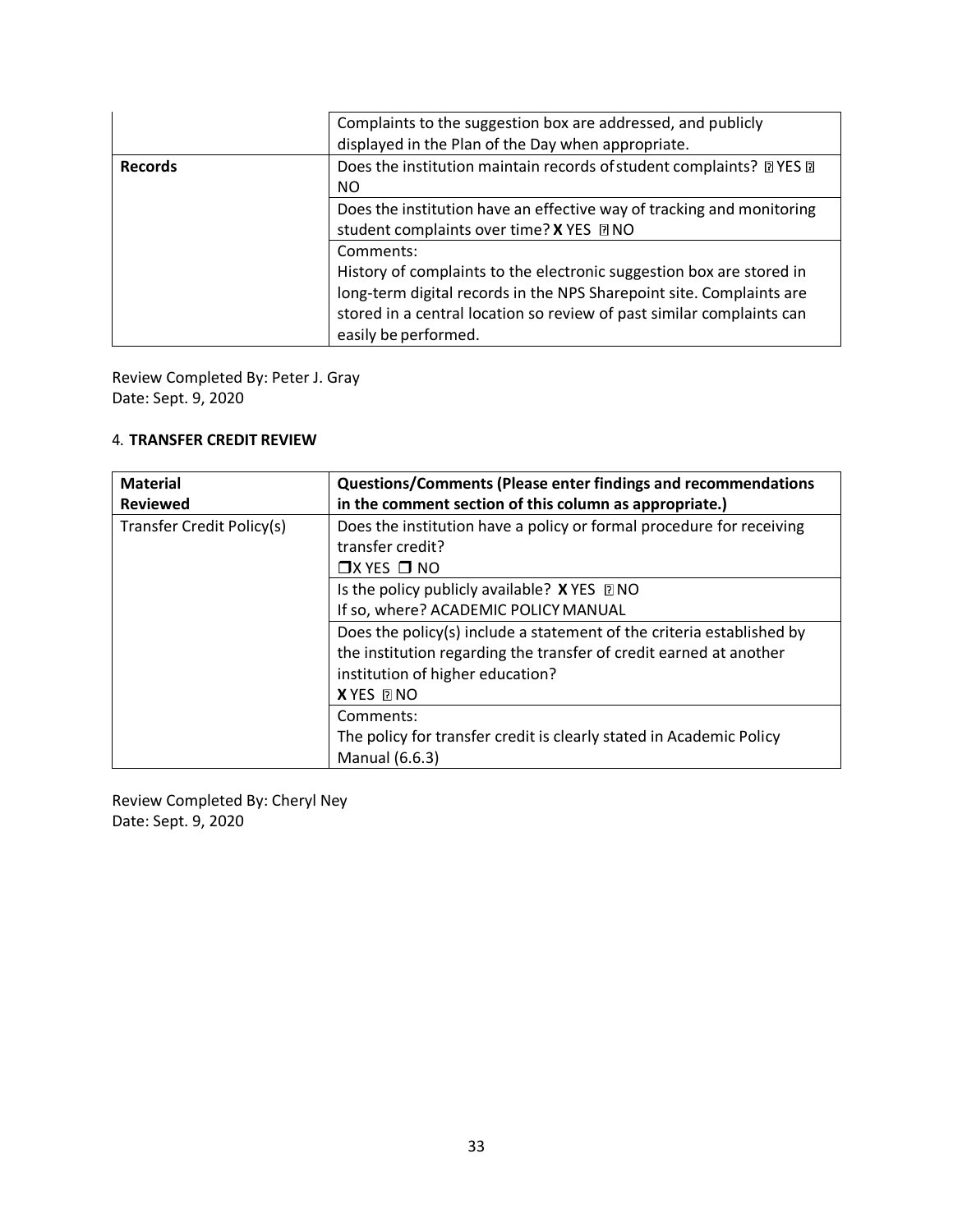| | |
|---|---|
| | Complaints to the suggestion box are addressed, and publicly displayed in the Plan of the Day when appropriate. |
| **Records** | Does the institution maintain records of student complaints? ▯ YES ▯ NO |
| | Does the institution have an effective way of tracking and monitoring student complaints over time? **X** YES ▯ NO |
| | Comments:<br>History of complaints to the electronic suggestion box are stored in long-term digital records in the NPS Sharepoint site. Complaints are stored in a central location so review of past similar complaints can easily be performed. |

Review Completed By: Peter J. Gray
Date: Sept. 9, 2020

4. **TRANSFER CREDIT REVIEW**

| **Material Reviewed** | **Questions/Comments (Please enter findings and recommendations in the comment section of this column as appropriate.)** |
|---|---|
| Transfer Credit Policy(s) | Does the institution have a policy or formal procedure for receiving transfer credit?<br>❒X YES ❒ NO |
| | Is the policy publicly available? **X** YES ▯ NO<br>If so, where? ACADEMIC POLICY MANUAL |
| | Does the policy(s) include a statement of the criteria established by the institution regarding the transfer of credit earned at another institution of higher education?<br>**X** YES ▯ NO |
| | Comments:<br>The policy for transfer credit is clearly stated in Academic Policy Manual (6.6.3) |

Review Completed By: Cheryl Ney
Date: Sept. 9, 2020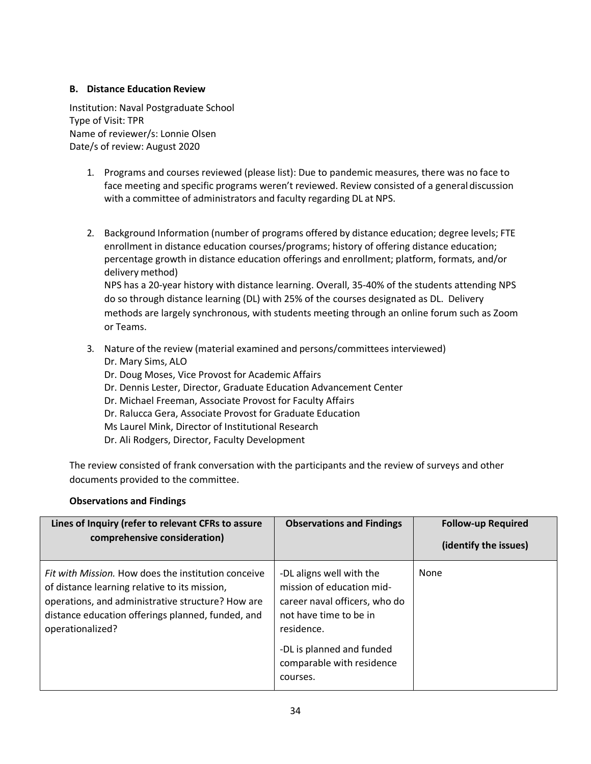**B. Distance Education Review**

Institution: Naval Postgraduate School
Type of Visit: TPR
Name of reviewer/s: Lonnie Olsen
Date/s of review: August 2020

1. Programs and courses reviewed (please list): Due to pandemic measures, there was no face to face meeting and specific programs weren't reviewed. Review consisted of a general discussion with a committee of administrators and faculty regarding DL at NPS.

2. Background Information (number of programs offered by distance education; degree levels; FTE enrollment in distance education courses/programs; history of offering distance education; percentage growth in distance education offerings and enrollment; platform, formats, and/or delivery method)
   NPS has a 20-year history with distance learning. Overall, 35-40% of the students attending NPS do so through distance learning (DL) with 25% of the courses designated as DL. Delivery methods are largely synchronous, with students meeting through an online forum such as Zoom or Teams.

3. Nature of the review (material examined and persons/committees interviewed)
   Dr. Mary Sims, ALO
   Dr. Doug Moses, Vice Provost for Academic Affairs
   Dr. Dennis Lester, Director, Graduate Education Advancement Center
   Dr. Michael Freeman, Associate Provost for Faculty Affairs
   Dr. Ralucca Gera, Associate Provost for Graduate Education
   Ms Laurel Mink, Director of Institutional Research
   Dr. Ali Rodgers, Director, Faculty Development

The review consisted of frank conversation with the participants and the review of surveys and other documents provided to the committee.

**Observations and Findings**

| Lines of Inquiry (refer to relevant CFRs to assure comprehensive consideration) | Observations and Findings | Follow-up Required (identify the issues) |
|---|---|---|
| *Fit with Mission.* How does the institution conceive of distance learning relative to its mission, operations, and administrative structure? How are distance education offerings planned, funded, and operationalized? | -DL aligns well with the mission of education mid-career naval officers, who do not have time to be in residence.<br><br>-DL is planned and funded comparable with residence courses. | None |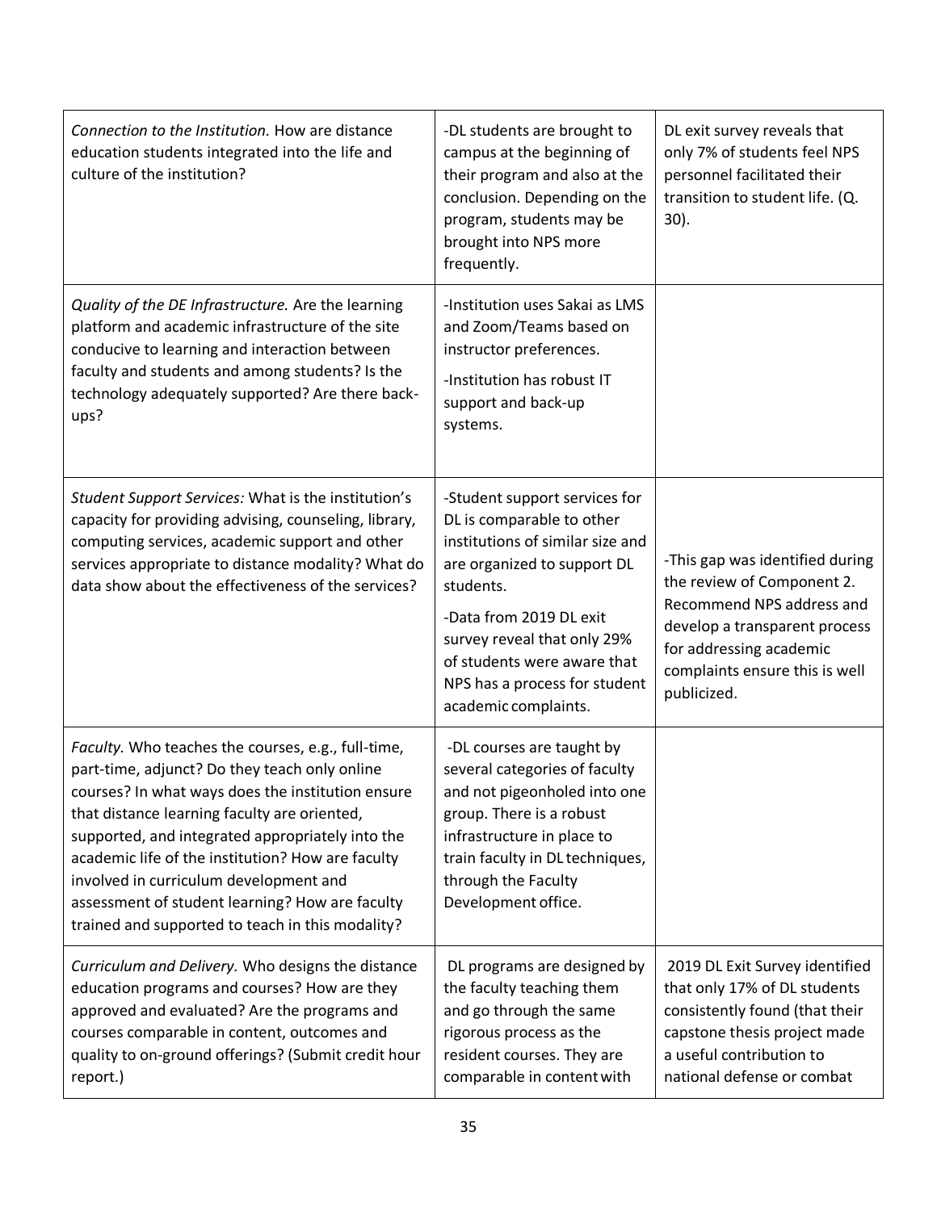| | | |
|---|---|---|
| *Connection to the Institution.* How are distance education students integrated into the life and culture of the institution? | -DL students are brought to campus at the beginning of their program and also at the conclusion. Depending on the program, students may be brought into NPS more frequently. | DL exit survey reveals that only 7% of students feel NPS personnel facilitated their transition to student life. (Q. 30). |
| *Quality of the DE Infrastructure.* Are the learning platform and academic infrastructure of the site conducive to learning and interaction between faculty and students and among students? Is the technology adequately supported? Are there back-ups? | -Institution uses Sakai as LMS and Zoom/Teams based on instructor preferences.<br>-Institution has robust IT support and back-up systems. | |
| *Student Support Services:* What is the institution's capacity for providing advising, counseling, library, computing services, academic support and other services appropriate to distance modality? What do data show about the effectiveness of the services? | -Student support services for DL is comparable to other institutions of similar size and are organized to support DL students.<br>-Data from 2019 DL exit survey reveal that only 29% of students were aware that NPS has a process for student academic complaints. | -This gap was identified during the review of Component 2. Recommend NPS address and develop a transparent process for addressing academic complaints ensure this is well publicized. |
| *Faculty.* Who teaches the courses, e.g., full-time, part-time, adjunct? Do they teach only online courses? In what ways does the institution ensure that distance learning faculty are oriented, supported, and integrated appropriately into the academic life of the institution? How are faculty involved in curriculum development and assessment of student learning? How are faculty trained and supported to teach in this modality? | -DL courses are taught by several categories of faculty and not pigeonholed into one group. There is a robust infrastructure in place to train faculty in DL techniques, through the Faculty Development office. | |
| *Curriculum and Delivery.* Who designs the distance education programs and courses? How are they approved and evaluated? Are the programs and courses comparable in content, outcomes and quality to on-ground offerings? (Submit credit hour report.) | DL programs are designed by the faculty teaching them and go through the same rigorous process as the resident courses. They are comparable in content with | 2019 DL Exit Survey identified that only 17% of DL students consistently found (that their capstone thesis project made a useful contribution to national defense or combat |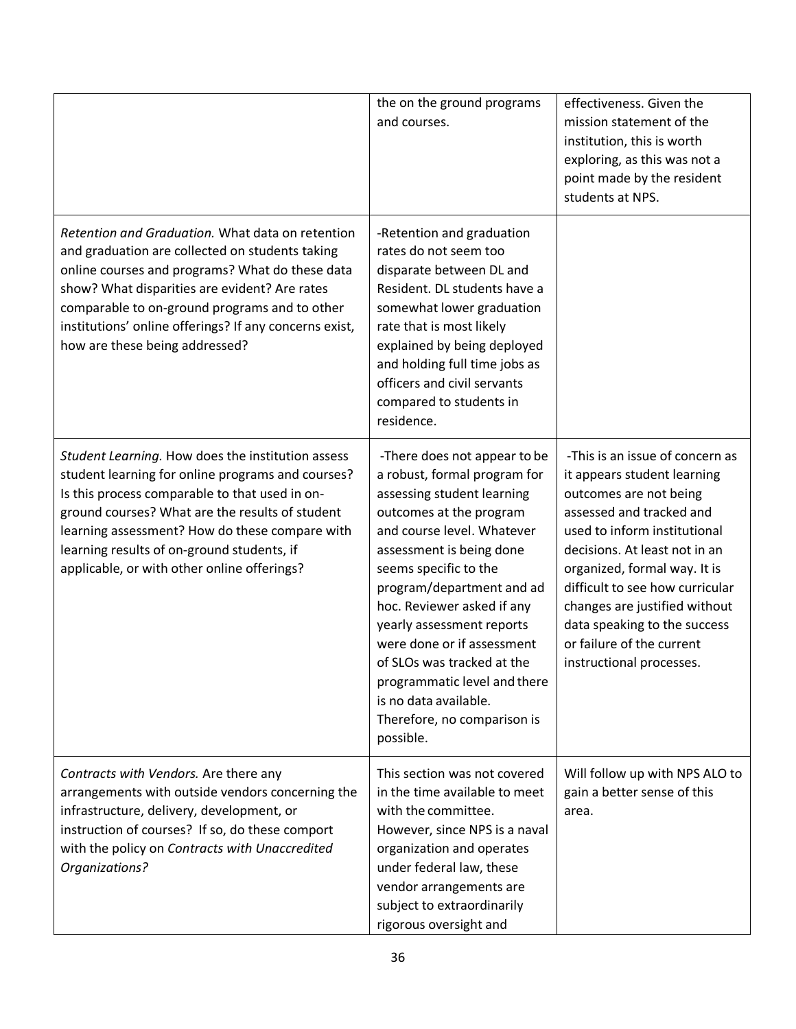| | | |
|---|---|---|
| | the on the ground programs and courses. | effectiveness. Given the mission statement of the institution, this is worth exploring, as this was not a point made by the resident students at NPS. |
| *Retention and Graduation.* What data on retention and graduation are collected on students taking online courses and programs? What do these data show? What disparities are evident? Are rates comparable to on-ground programs and to other institutions' online offerings? If any concerns exist, how are these being addressed? | -Retention and graduation rates do not seem too disparate between DL and Resident. DL students have a somewhat lower graduation rate that is most likely explained by being deployed and holding full time jobs as officers and civil servants compared to students in residence. | |
| *Student Learning.* How does the institution assess student learning for online programs and courses? Is this process comparable to that used in on-ground courses? What are the results of student learning assessment? How do these compare with learning results of on-ground students, if applicable, or with other online offerings? | -There does not appear to be a robust, formal program for assessing student learning outcomes at the program and course level. Whatever assessment is being done seems specific to the program/department and ad hoc. Reviewer asked if any yearly assessment reports were done or if assessment of SLOs was tracked at the programmatic level and there is no data available. Therefore, no comparison is possible. | -This is an issue of concern as it appears student learning outcomes are not being assessed and tracked and used to inform institutional decisions. At least not in an organized, formal way. It is difficult to see how curricular changes are justified without data speaking to the success or failure of the current instructional processes. |
| *Contracts with Vendors.* Are there any arrangements with outside vendors concerning the infrastructure, delivery, development, or instruction of courses? If so, do these comport with the policy on *Contracts with Unaccredited Organizations?* | This section was not covered in the time available to meet with the committee. However, since NPS is a naval organization and operates under federal law, these vendor arrangements are subject to extraordinarily rigorous oversight and | Will follow up with NPS ALO to gain a better sense of this area. |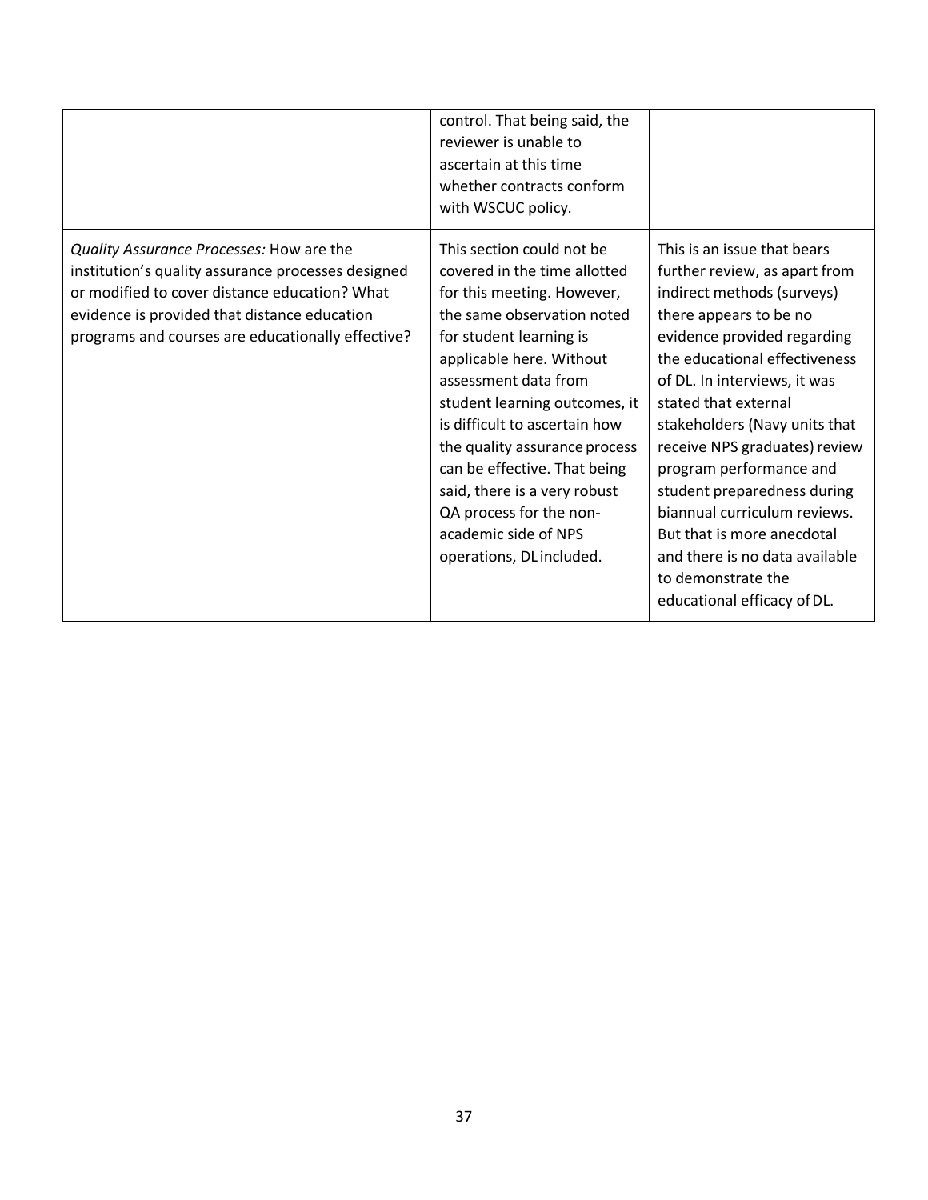| | | |
|---|---|---|
| | control. That being said, the reviewer is unable to ascertain at this time whether contracts conform with WSCUC policy. | |
| *Quality Assurance Processes:* How are the institution's quality assurance processes designed or modified to cover distance education? What evidence is provided that distance education programs and courses are educationally effective? | This section could not be covered in the time allotted for this meeting. However, the same observation noted for student learning is applicable here. Without assessment data from student learning outcomes, it is difficult to ascertain how the quality assurance process can be effective. That being said, there is a very robust QA process for the non-academic side of NPS operations, DL included. | This is an issue that bears further review, as apart from indirect methods (surveys) there appears to be no evidence provided regarding the educational effectiveness of DL. In interviews, it was stated that external stakeholders (Navy units that receive NPS graduates) review program performance and student preparedness during biannual curriculum reviews. But that is more anecdotal and there is no data available to demonstrate the educational efficacy of DL. |